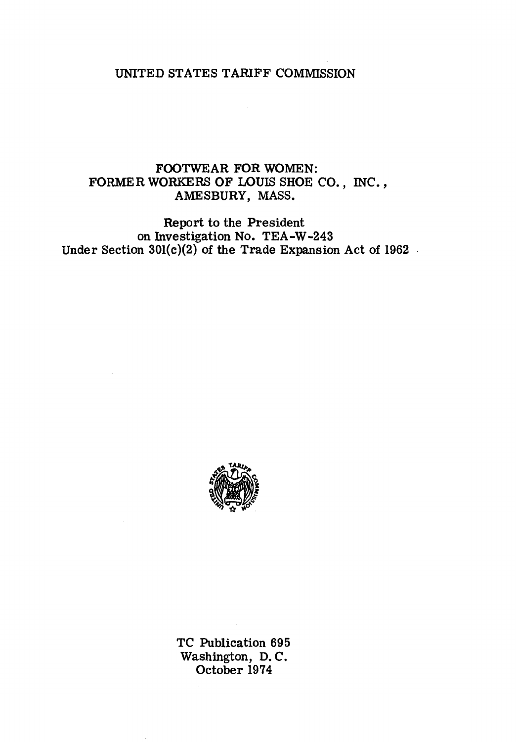# UNITED STATES TARIFF COMMISSION

## FOOTWEAR FOR WOMEN: FORMER WORKERS OF LOUIS SHOE CO., INC., AMESBURY, MASS.

Report to the President
on Investigation No. TEA-W-243
Under Section 301(c)(2) of the Trade Expansion Act of 1962

TC Publication 695
Washington, D. C.
October 1974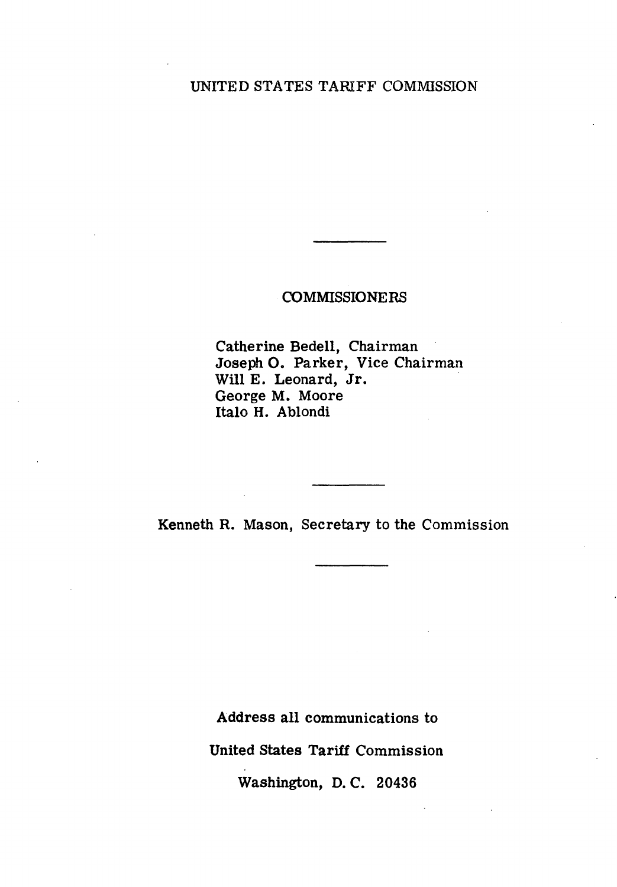UNITED STATES TARIFF COMMISSION

---

COMMISSIONERS

Catherine Bedell, Chairman
Joseph O. Parker, Vice Chairman
Will E. Leonard, Jr.
George M. Moore
Italo H. Ablondi

---

Kenneth R. Mason, Secretary to the Commission

---

**Address all communications to**

**United States Tariff Commission**

**Washington, D. C. 20436**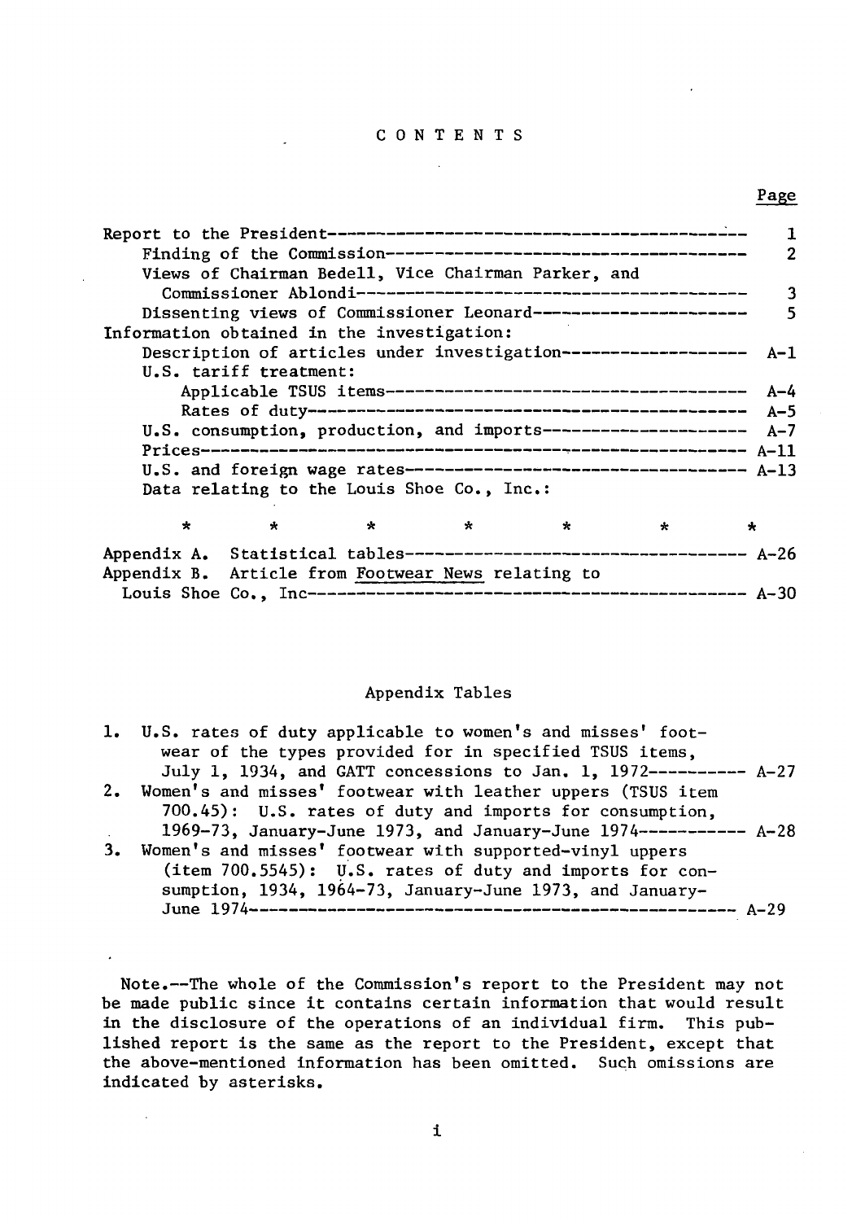# CONTENTS

| | Page |
|---|---|
| Report to the President | 1 |
| Finding of the Commission | 2 |
| Views of Chairman Bedell, Vice Chairman Parker, and Commissioner Ablondi | 3 |
| Dissenting views of Commissioner Leonard | 5 |
| Information obtained in the investigation: | |
| Description of articles under investigation | A-1 |
| U.S. tariff treatment: | |
| Applicable TSUS items | A-4 |
| Rates of duty | A-5 |
| U.S. consumption, production, and imports | A-7 |
| Prices | A-11 |
| U.S. and foreign wage rates | A-13 |
| Data relating to the Louis Shoe Co., Inc.: | |
| * * * * * * * | |
| Appendix A. Statistical tables | A-26 |
| Appendix B. Article from Footwear News relating to Louis Shoe Co., Inc | A-30 |

## Appendix Tables

| | Page |
|---|---|
| 1. U.S. rates of duty applicable to women's and misses' footwear of the types provided for in specified TSUS items, July 1, 1934, and GATT concessions to Jan. 1, 1972 | A-27 |
| 2. Women's and misses' footwear with leather uppers (TSUS item 700.45): U.S. rates of duty and imports for consumption, 1969-73, January-June 1973, and January-June 1974 | A-28 |
| 3. Women's and misses' footwear with supported-vinyl uppers (item 700.5545): U.S. rates of duty and imports for consumption, 1934, 1964-73, January-June 1973, and January-June 1974 | A-29 |

Note.--The whole of the Commission's report to the President may not be made public since it contains certain information that would result in the disclosure of the operations of an individual firm. This published report is the same as the report to the President, except that the above-mentioned information has been omitted. Such omissions are indicated by asterisks.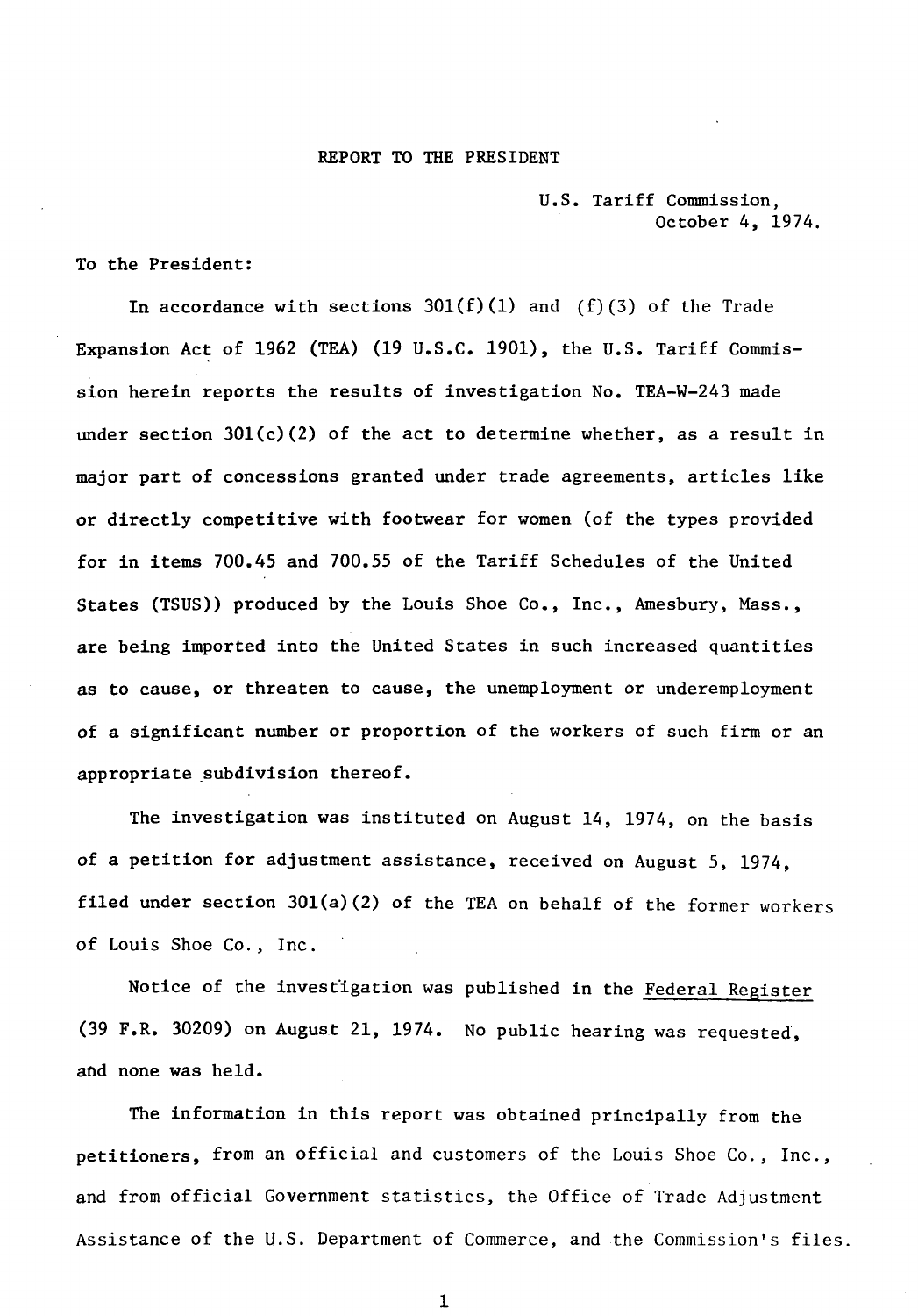# REPORT TO THE PRESIDENT

U.S. Tariff Commission,
October 4, 1974.

To the President:

In accordance with sections 301(f)(1) and (f)(3) of the Trade Expansion Act of 1962 (TEA) (19 U.S.C. 1901), the U.S. Tariff Commission herein reports the results of investigation No. TEA-W-243 made under section 301(c)(2) of the act to determine whether, as a result in major part of concessions granted under trade agreements, articles like or directly competitive with footwear for women (of the types provided for in items 700.45 and 700.55 of the Tariff Schedules of the United States (TSUS)) produced by the Louis Shoe Co., Inc., Amesbury, Mass., are being imported into the United States in such increased quantities as to cause, or threaten to cause, the unemployment or underemployment of a significant number or proportion of the workers of such firm or an appropriate subdivision thereof.

The investigation was instituted on August 14, 1974, on the basis of a petition for adjustment assistance, received on August 5, 1974, filed under section 301(a)(2) of the TEA on behalf of the former workers of Louis Shoe Co., Inc.

Notice of the investigation was published in the Federal Register (39 F.R. 30209) on August 21, 1974. No public hearing was requested, and none was held.

The information in this report was obtained principally from the petitioners, from an official and customers of the Louis Shoe Co., Inc., and from official Government statistics, the Office of Trade Adjustment Assistance of the U.S. Department of Commerce, and the Commission's files.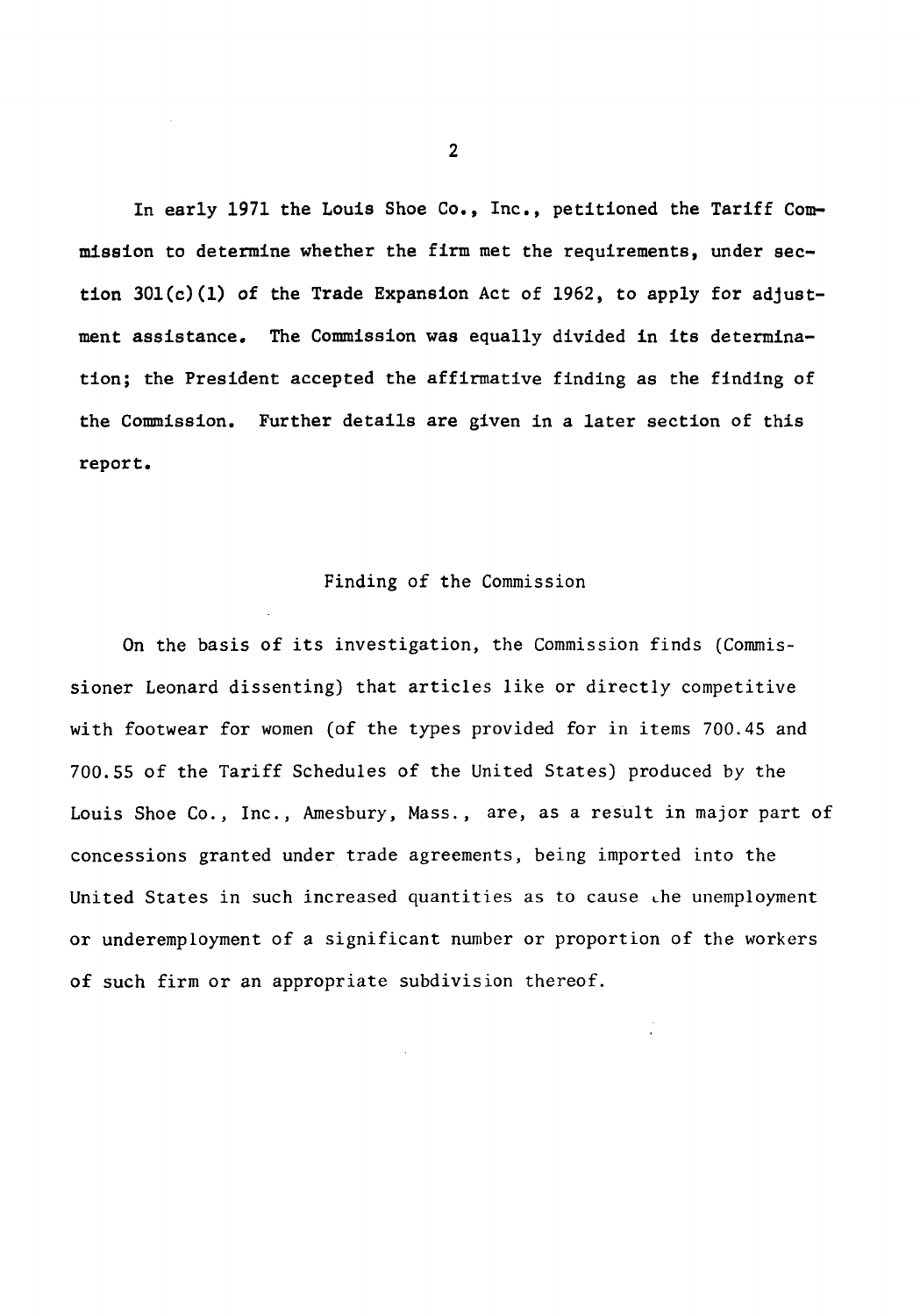In early 1971 the Louis Shoe Co., Inc., petitioned the Tariff Commission to determine whether the firm met the requirements, under section 301(c)(1) of the Trade Expansion Act of 1962, to apply for adjustment assistance. The Commission was equally divided in its determination; the President accepted the affirmative finding as the finding of the Commission. Further details are given in a later section of this report.

## Finding of the Commission

On the basis of its investigation, the Commission finds (Commissioner Leonard dissenting) that articles like or directly competitive with footwear for women (of the types provided for in items 700.45 and 700.55 of the Tariff Schedules of the United States) produced by the Louis Shoe Co., Inc., Amesbury, Mass., are, as a result in major part of concessions granted under trade agreements, being imported into the United States in such increased quantities as to cause the unemployment or underemployment of a significant number or proportion of the workers of such firm or an appropriate subdivision thereof.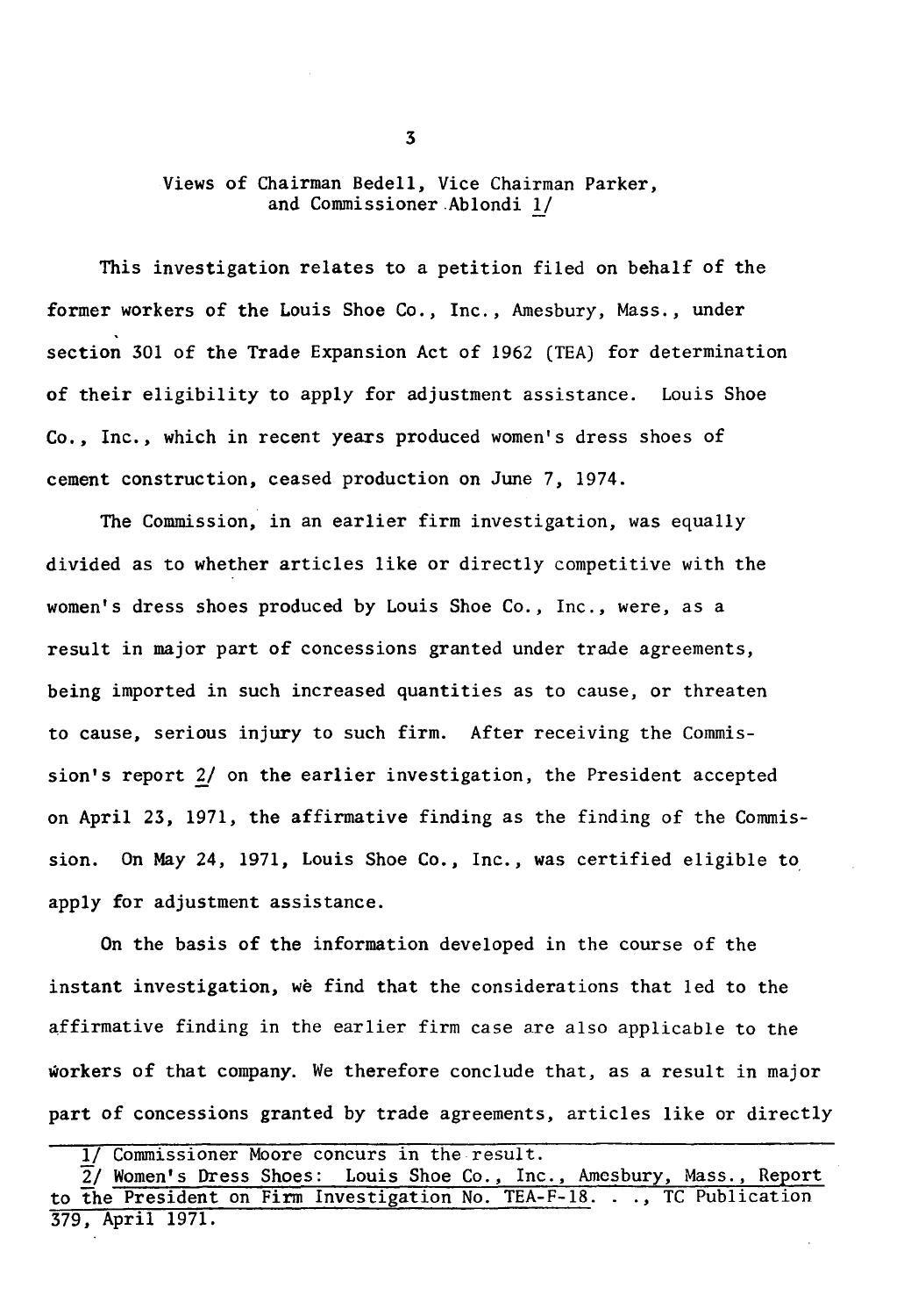## Views of Chairman Bedell, Vice Chairman Parker, and Commissioner Ablondi [1]

This investigation relates to a petition filed on behalf of the former workers of the Louis Shoe Co., Inc., Amesbury, Mass., under section 301 of the Trade Expansion Act of 1962 (TEA) for determination of their eligibility to apply for adjustment assistance. Louis Shoe Co., Inc., which in recent years produced women's dress shoes of cement construction, ceased production on June 7, 1974.

The Commission, in an earlier firm investigation, was equally divided as to whether articles like or directly competitive with the women's dress shoes produced by Louis Shoe Co., Inc., were, as a result in major part of concessions granted under trade agreements, being imported in such increased quantities as to cause, or threaten to cause, serious injury to such firm. After receiving the Commission's report [2] on the earlier investigation, the President accepted on April 23, 1971, the affirmative finding as the finding of the Commission. On May 24, 1971, Louis Shoe Co., Inc., was certified eligible to apply for adjustment assistance.

On the basis of the information developed in the course of the instant investigation, we find that the considerations that led to the affirmative finding in the earlier firm case are also applicable to the workers of that company. We therefore conclude that, as a result in major part of concessions granted by trade agreements, articles like or directly

---

1/ Commissioner Moore concurs in the result.

2/ Women's Dress Shoes: Louis Shoe Co., Inc., Amesbury, Mass., Report to the President on Firm Investigation No. TEA-F-18. . ., TC Publication 379, April 1971.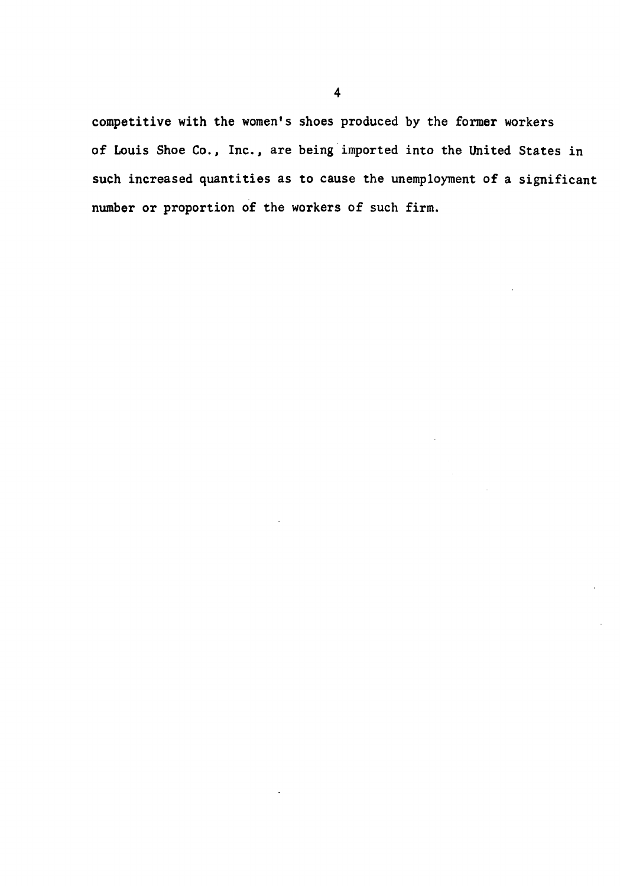competitive with the women's shoes produced by the former workers of Louis Shoe Co., Inc., are being imported into the United States in such increased quantities as to cause the unemployment of a significant number or proportion of the workers of such firm.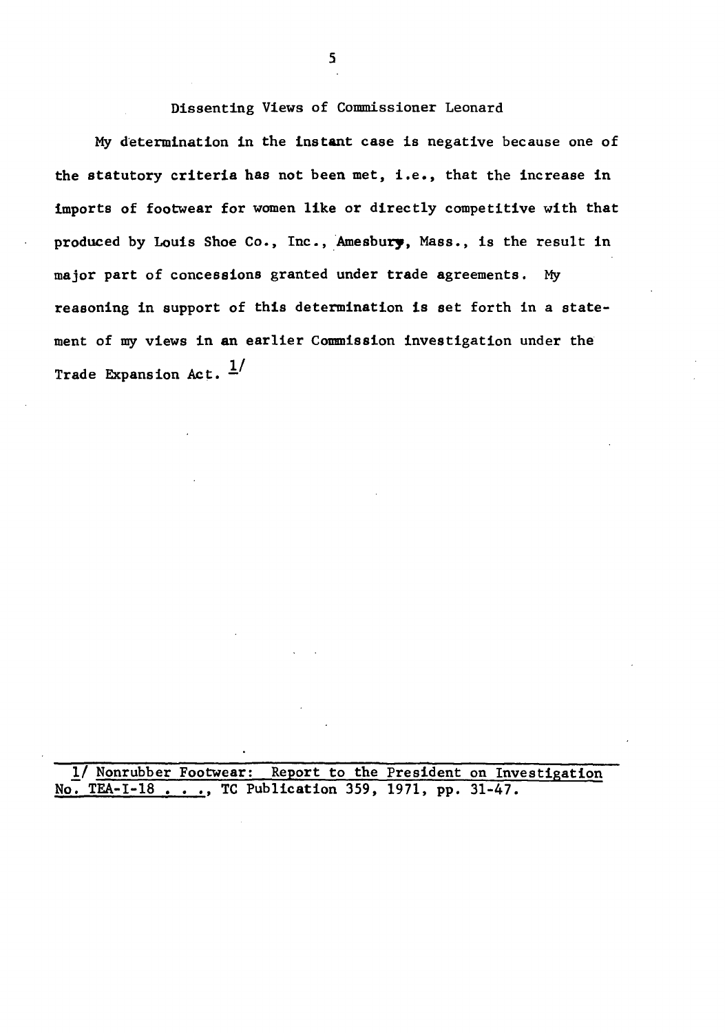## Dissenting Views of Commissioner Leonard

My determination in the instant case is negative because one of the statutory criteria has not been met, i.e., that the increase in imports of footwear for women like or directly competitive with that produced by Louis Shoe Co., Inc., Amesbury, Mass., is the result in major part of concessions granted under trade agreements. My reasoning in support of this determination is set forth in a statement of my views in an earlier Commission investigation under the Trade Expansion Act. [1]

---

1/ Nonrubber Footwear: Report to the President on Investigation No. TEA-I-18 . . ., TC Publication 359, 1971, pp. 31-47.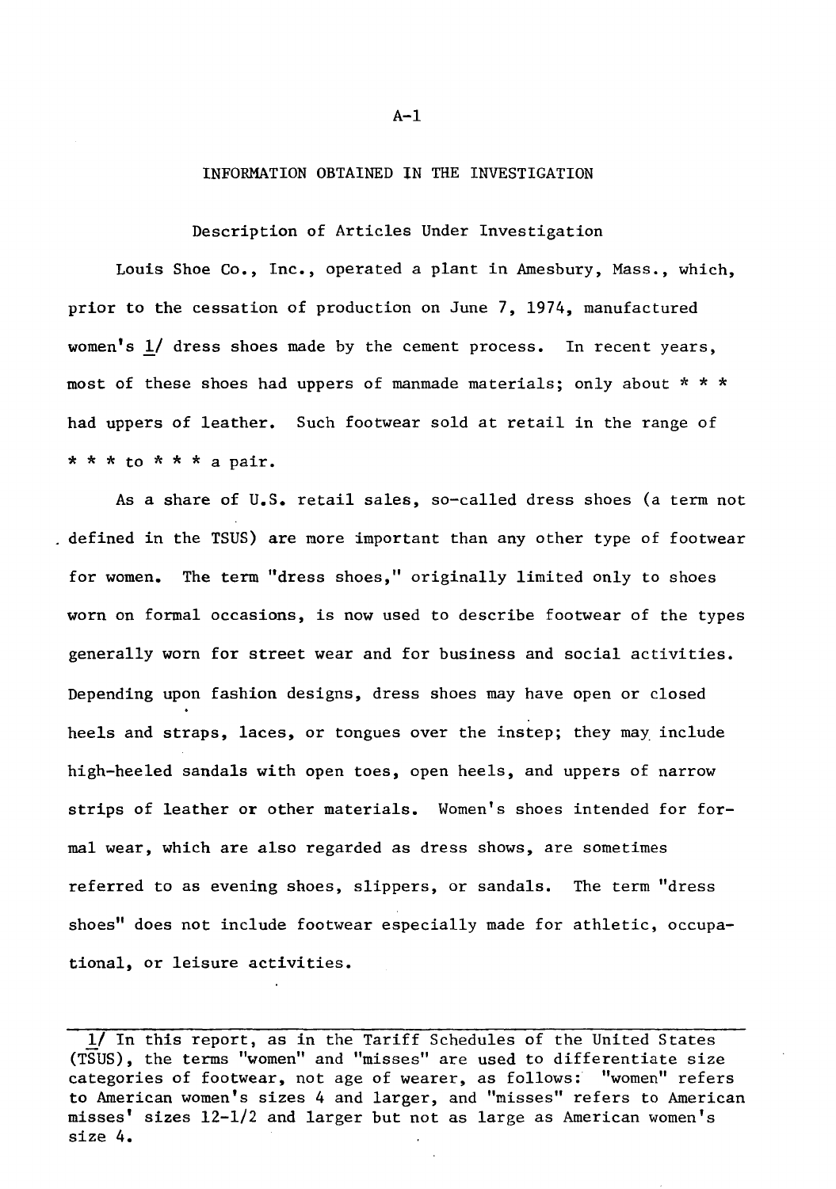# INFORMATION OBTAINED IN THE INVESTIGATION

## Description of Articles Under Investigation

Louis Shoe Co., Inc., operated a plant in Amesbury, Mass., which, prior to the cessation of production on June 7, 1974, manufactured women's 1/ dress shoes made by the cement process. In recent years, most of these shoes had uppers of manmade materials; only about * * * had uppers of leather. Such footwear sold at retail in the range of * * * to * * * a pair.

As a share of U.S. retail sales, so-called dress shoes (a term not defined in the TSUS) are more important than any other type of footwear for women. The term "dress shoes," originally limited only to shoes worn on formal occasions, is now used to describe footwear of the types generally worn for street wear and for business and social activities. Depending upon fashion designs, dress shoes may have open or closed heels and straps, laces, or tongues over the instep; they may include high-heeled sandals with open toes, open heels, and uppers of narrow strips of leather or other materials. Women's shoes intended for formal wear, which are also regarded as dress shows, are sometimes referred to as evening shoes, slippers, or sandals. The term "dress shoes" does not include footwear especially made for athletic, occupational, or leisure activities.

---

1/ In this report, as in the Tariff Schedules of the United States (TSUS), the terms "women" and "misses" are used to differentiate size categories of footwear, not age of wearer, as follows: "women" refers to American women's sizes 4 and larger, and "misses" refers to American misses' sizes 12-1/2 and larger but not as large as American women's size 4.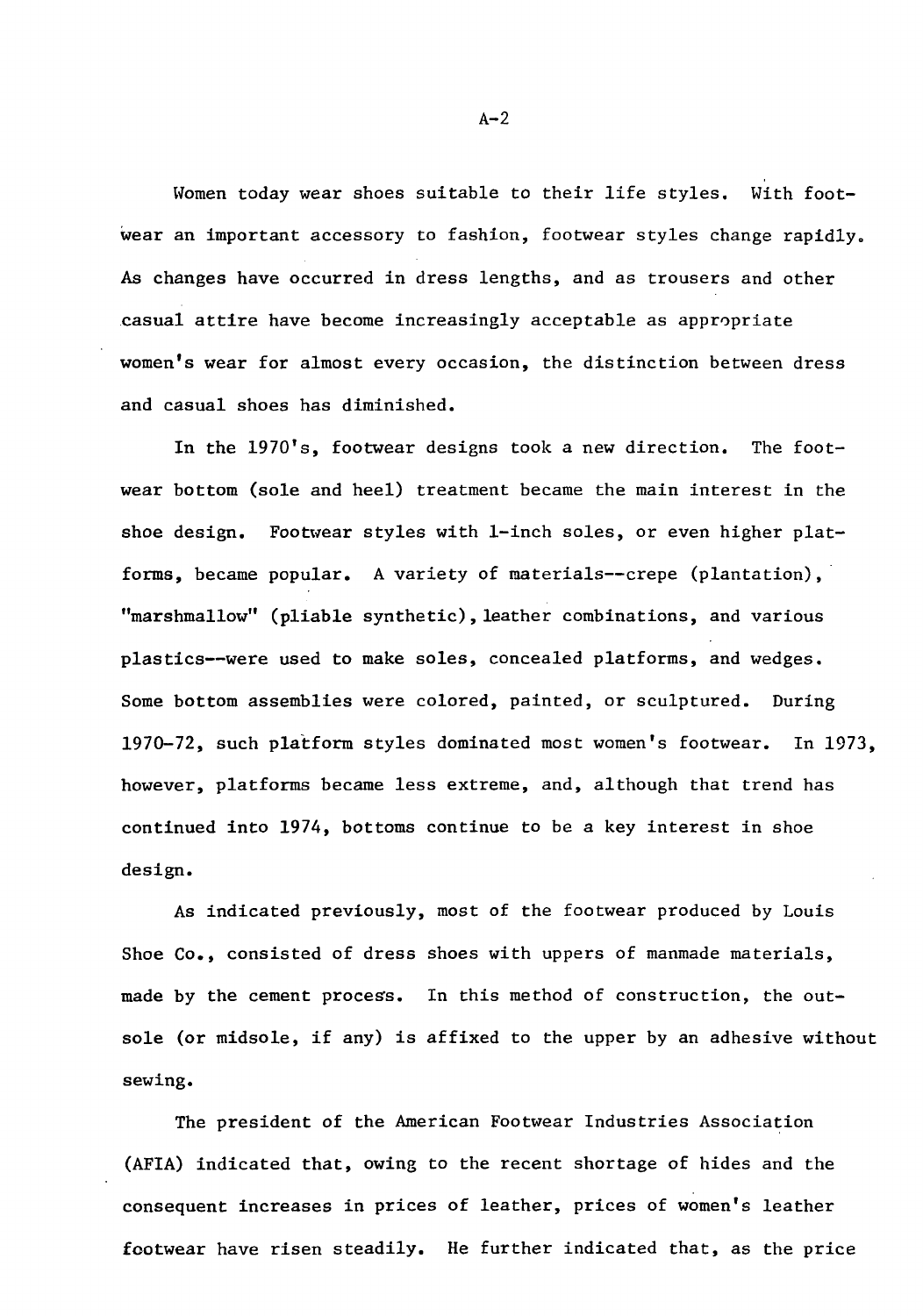Women today wear shoes suitable to their life styles. With footwear an important accessory to fashion, footwear styles change rapidly. As changes have occurred in dress lengths, and as trousers and other casual attire have become increasingly acceptable as appropriate women's wear for almost every occasion, the distinction between dress and casual shoes has diminished.

In the 1970's, footwear designs took a new direction. The footwear bottom (sole and heel) treatment became the main interest in the shoe design. Footwear styles with 1-inch soles, or even higher platforms, became popular. A variety of materials--crepe (plantation), "marshmallow" (pliable synthetic), leather combinations, and various plastics--were used to make soles, concealed platforms, and wedges. Some bottom assemblies were colored, painted, or sculptured. During 1970-72, such platform styles dominated most women's footwear. In 1973, however, platforms became less extreme, and, although that trend has continued into 1974, bottoms continue to be a key interest in shoe design.

As indicated previously, most of the footwear produced by Louis Shoe Co., consisted of dress shoes with uppers of manmade materials, made by the cement process. In this method of construction, the outsole (or midsole, if any) is affixed to the upper by an adhesive without sewing.

The president of the American Footwear Industries Association (AFIA) indicated that, owing to the recent shortage of hides and the consequent increases in prices of leather, prices of women's leather footwear have risen steadily. He further indicated that, as the price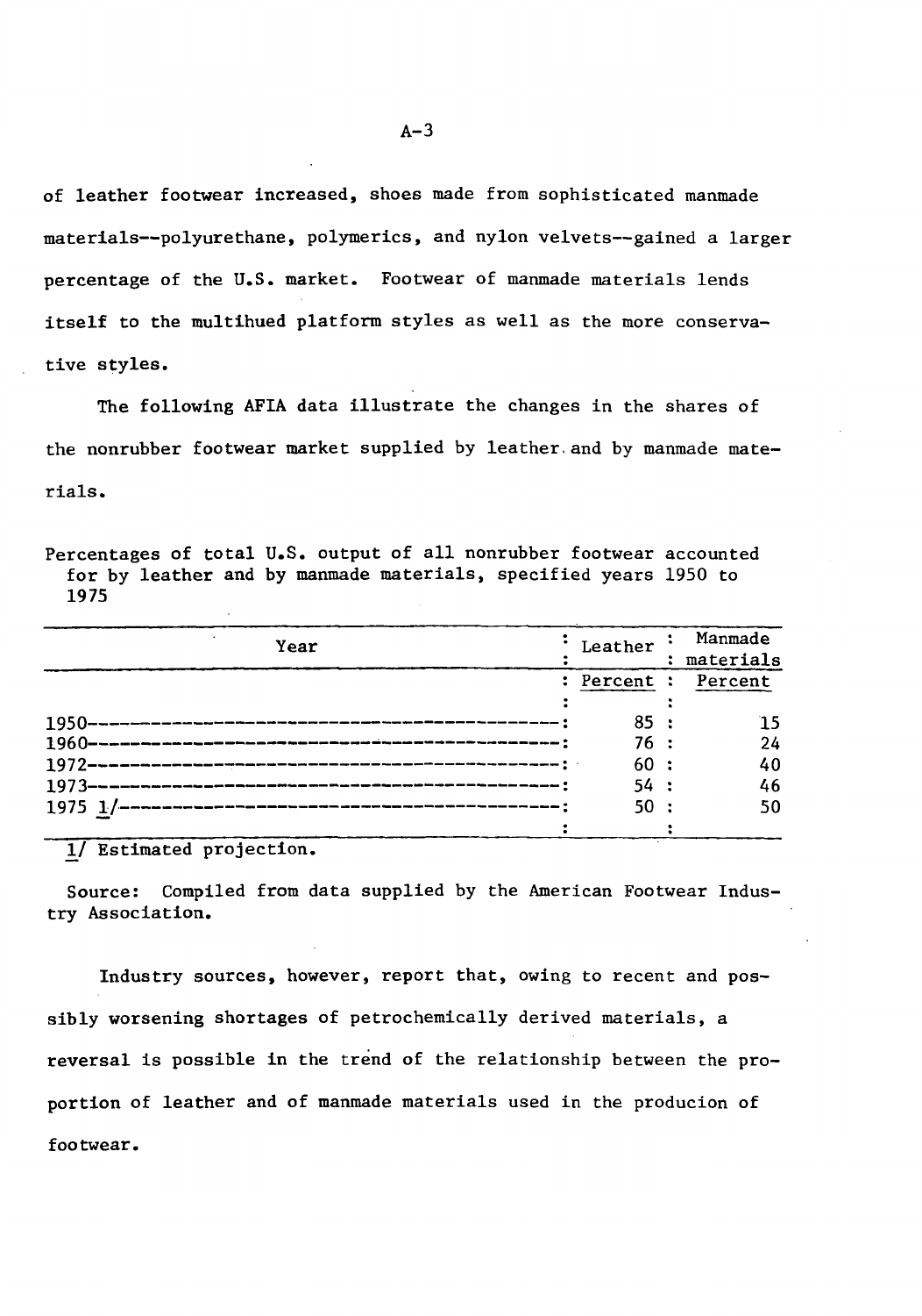of leather footwear increased, shoes made from sophisticated manmade materials--polyurethane, polymerics, and nylon velvets--gained a larger percentage of the U.S. market. Footwear of manmade materials lends itself to the multihued platform styles as well as the more conservative styles.

The following AFIA data illustrate the changes in the shares of the nonrubber footwear market supplied by leather and by manmade materials.

Percentages of total U.S. output of all nonrubber footwear accounted for by leather and by manmade materials, specified years 1950 to 1975

| Year | Leather | Manmade materials |
|---|---|---|
| | Percent | Percent |
| 1950 | 85 | 15 |
| 1960 | 76 | 24 |
| 1972 | 60 | 40 |
| 1973 | 54 | 46 |
| 1975 1/ | 50 | 50 |

1/ Estimated projection.

Source: Compiled from data supplied by the American Footwear Industry Association.

Industry sources, however, report that, owing to recent and possibly worsening shortages of petrochemically derived materials, a reversal is possible in the trend of the relationship between the proportion of leather and of manmade materials used in the producion of footwear.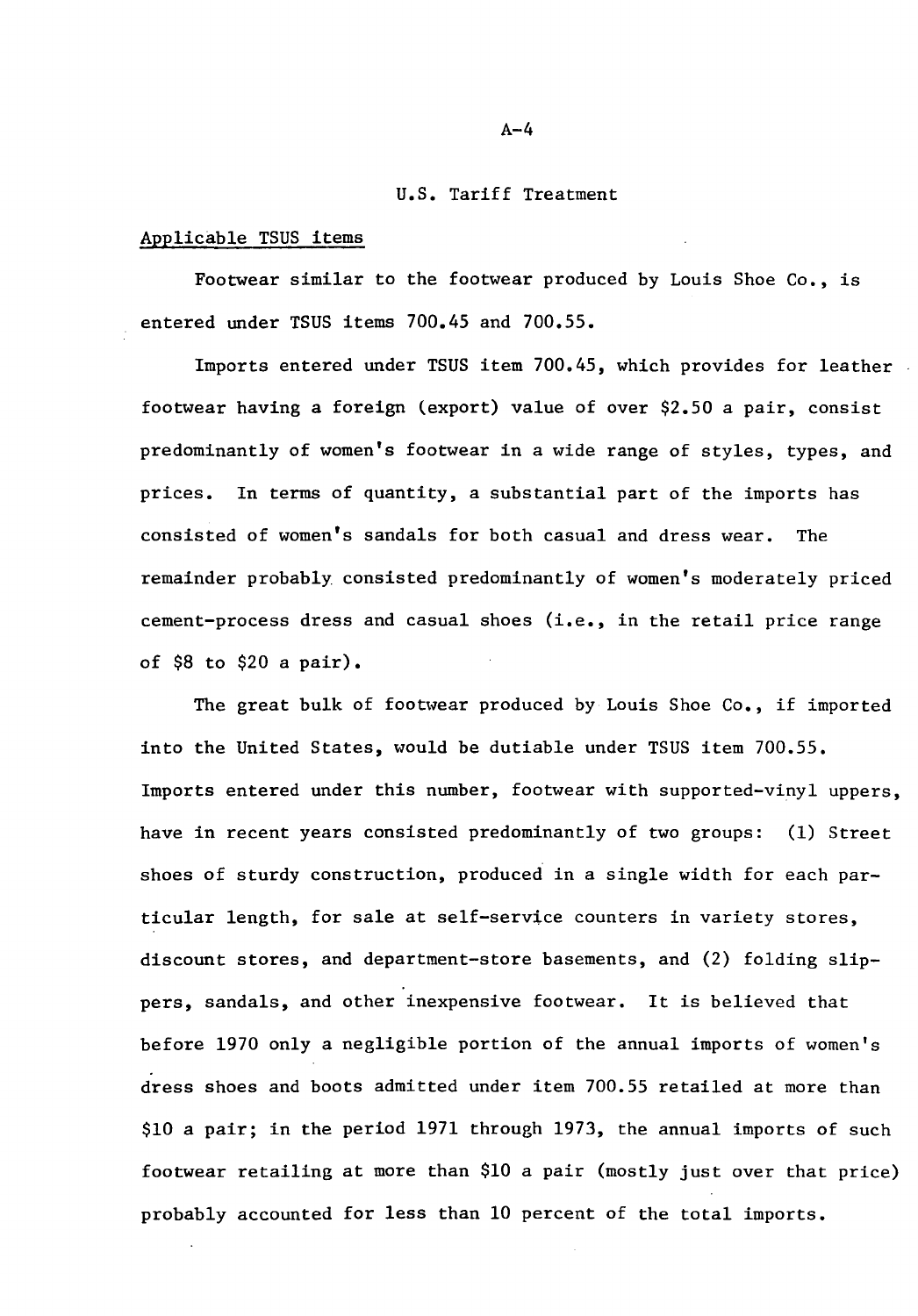## U.S. Tariff Treatment

### Applicable TSUS items

Footwear similar to the footwear produced by Louis Shoe Co., is entered under TSUS items 700.45 and 700.55.

Imports entered under TSUS item 700.45, which provides for leather footwear having a foreign (export) value of over $2.50 a pair, consist predominantly of women's footwear in a wide range of styles, types, and prices. In terms of quantity, a substantial part of the imports has consisted of women's sandals for both casual and dress wear. The remainder probably consisted predominantly of women's moderately priced cement-process dress and casual shoes (i.e., in the retail price range of $8 to $20 a pair).

The great bulk of footwear produced by Louis Shoe Co., if imported into the United States, would be dutiable under TSUS item 700.55. Imports entered under this number, footwear with supported-vinyl uppers, have in recent years consisted predominantly of two groups: (1) Street shoes of sturdy construction, produced in a single width for each particular length, for sale at self-service counters in variety stores, discount stores, and department-store basements, and (2) folding slippers, sandals, and other inexpensive footwear. It is believed that before 1970 only a negligible portion of the annual imports of women's dress shoes and boots admitted under item 700.55 retailed at more than $10 a pair; in the period 1971 through 1973, the annual imports of such footwear retailing at more than $10 a pair (mostly just over that price) probably accounted for less than 10 percent of the total imports.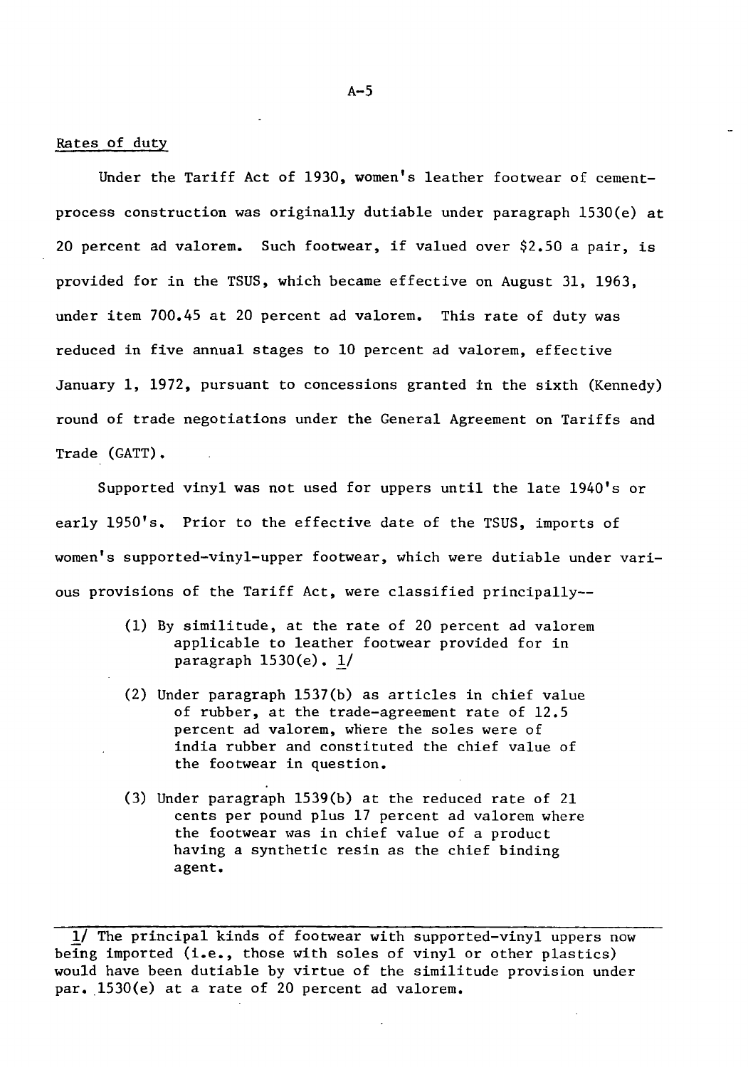Rates of duty

Under the Tariff Act of 1930, women's leather footwear of cement-process construction was originally dutiable under paragraph 1530(e) at 20 percent ad valorem. Such footwear, if valued over $2.50 a pair, is provided for in the TSUS, which became effective on August 31, 1963, under item 700.45 at 20 percent ad valorem. This rate of duty was reduced in five annual stages to 10 percent ad valorem, effective January 1, 1972, pursuant to concessions granted in the sixth (Kennedy) round of trade negotiations under the General Agreement on Tariffs and Trade (GATT).

Supported vinyl was not used for uppers until the late 1940's or early 1950's. Prior to the effective date of the TSUS, imports of women's supported-vinyl-upper footwear, which were dutiable under various provisions of the Tariff Act, were classified principally--

(1) By similitude, at the rate of 20 percent ad valorem applicable to leather footwear provided for in paragraph 1530(e). 1/

(2) Under paragraph 1537(b) as articles in chief value of rubber, at the trade-agreement rate of 12.5 percent ad valorem, where the soles were of india rubber and constituted the chief value of the footwear in question.

(3) Under paragraph 1539(b) at the reduced rate of 21 cents per pound plus 17 percent ad valorem where the footwear was in chief value of a product having a synthetic resin as the chief binding agent.

---

1/ The principal kinds of footwear with supported-vinyl uppers now being imported (i.e., those with soles of vinyl or other plastics) would have been dutiable by virtue of the similitude provision under par. 1530(e) at a rate of 20 percent ad valorem.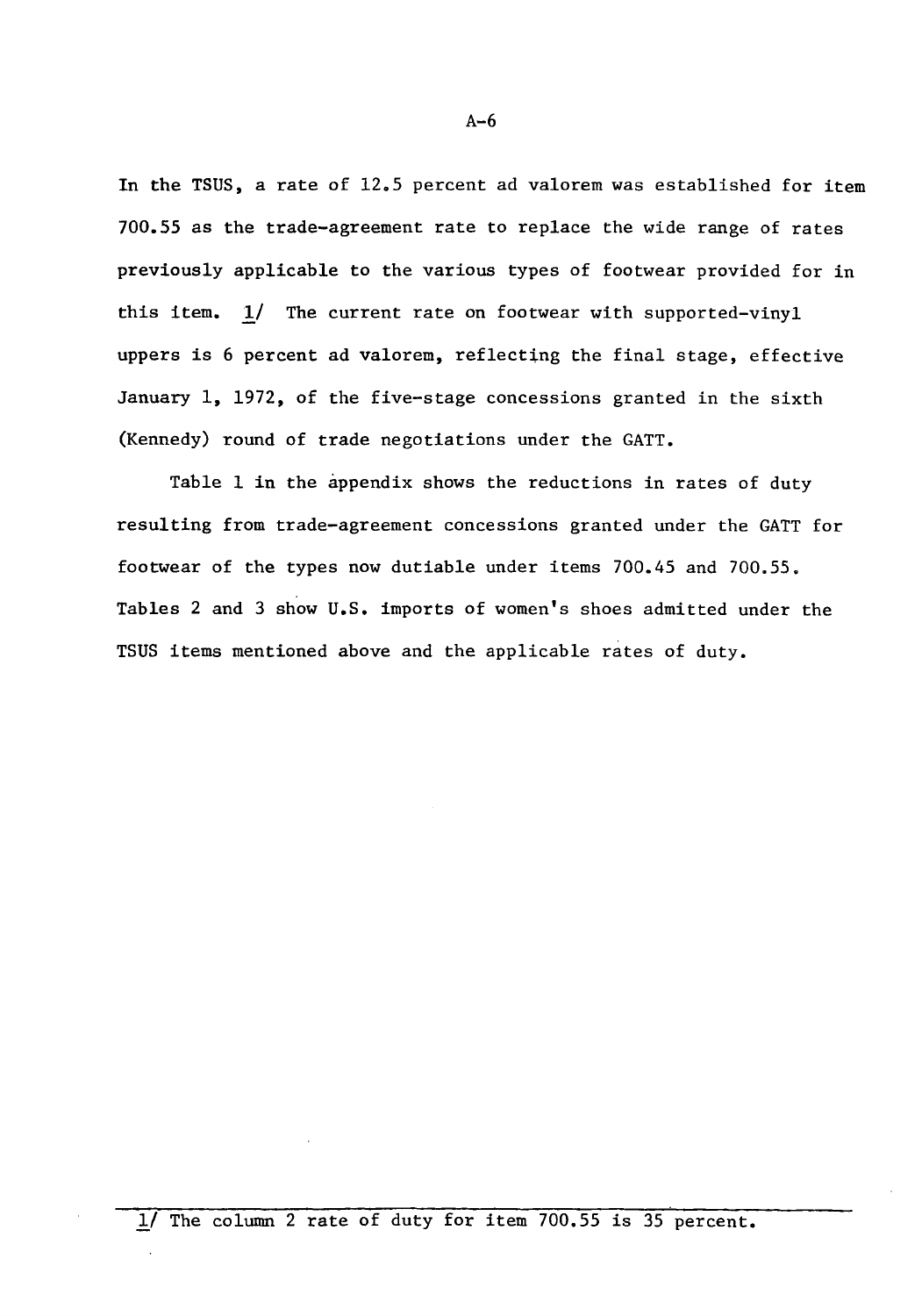In the TSUS, a rate of 12.5 percent ad valorem was established for item 700.55 as the trade-agreement rate to replace the wide range of rates previously applicable to the various types of footwear provided for in this item. 1/ The current rate on footwear with supported-vinyl uppers is 6 percent ad valorem, reflecting the final stage, effective January 1, 1972, of the five-stage concessions granted in the sixth (Kennedy) round of trade negotiations under the GATT.

Table 1 in the appendix shows the reductions in rates of duty resulting from trade-agreement concessions granted under the GATT for footwear of the types now dutiable under items 700.45 and 700.55. Tables 2 and 3 show U.S. imports of women's shoes admitted under the TSUS items mentioned above and the applicable rates of duty.

---

1/ The column 2 rate of duty for item 700.55 is 35 percent.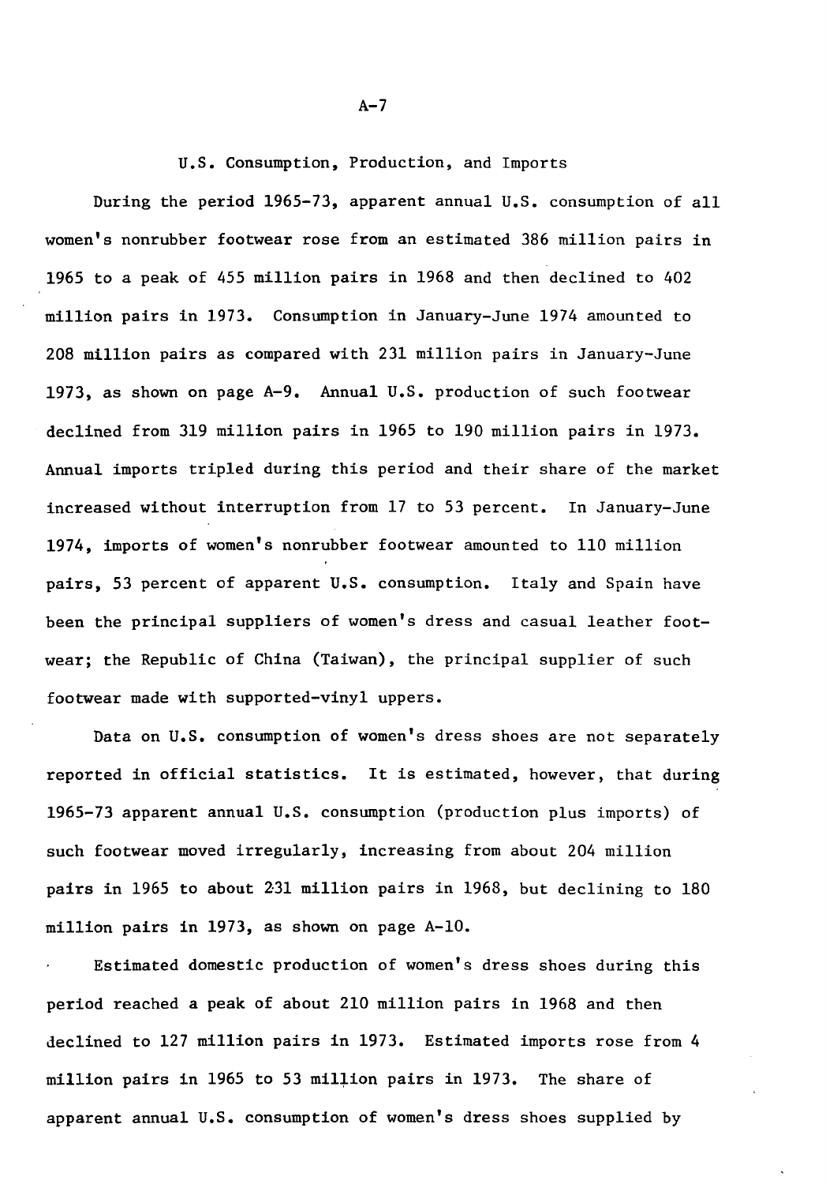## U.S. Consumption, Production, and Imports

During the period 1965-73, apparent annual U.S. consumption of all women's nonrubber footwear rose from an estimated 386 million pairs in 1965 to a peak of 455 million pairs in 1968 and then declined to 402 million pairs in 1973. Consumption in January-June 1974 amounted to 208 million pairs as compared with 231 million pairs in January-June 1973, as shown on page A-9. Annual U.S. production of such footwear declined from 319 million pairs in 1965 to 190 million pairs in 1973. Annual imports tripled during this period and their share of the market increased without interruption from 17 to 53 percent. In January-June 1974, imports of women's nonrubber footwear amounted to 110 million pairs, 53 percent of apparent U.S. consumption. Italy and Spain have been the principal suppliers of women's dress and casual leather footwear; the Republic of China (Taiwan), the principal supplier of such footwear made with supported-vinyl uppers.

Data on U.S. consumption of women's dress shoes are not separately reported in official statistics. It is estimated, however, that during 1965-73 apparent annual U.S. consumption (production plus imports) of such footwear moved irregularly, increasing from about 204 million pairs in 1965 to about 231 million pairs in 1968, but declining to 180 million pairs in 1973, as shown on page A-10.

Estimated domestic production of women's dress shoes during this period reached a peak of about 210 million pairs in 1968 and then declined to 127 million pairs in 1973. Estimated imports rose from 4 million pairs in 1965 to 53 million pairs in 1973. The share of apparent annual U.S. consumption of women's dress shoes supplied by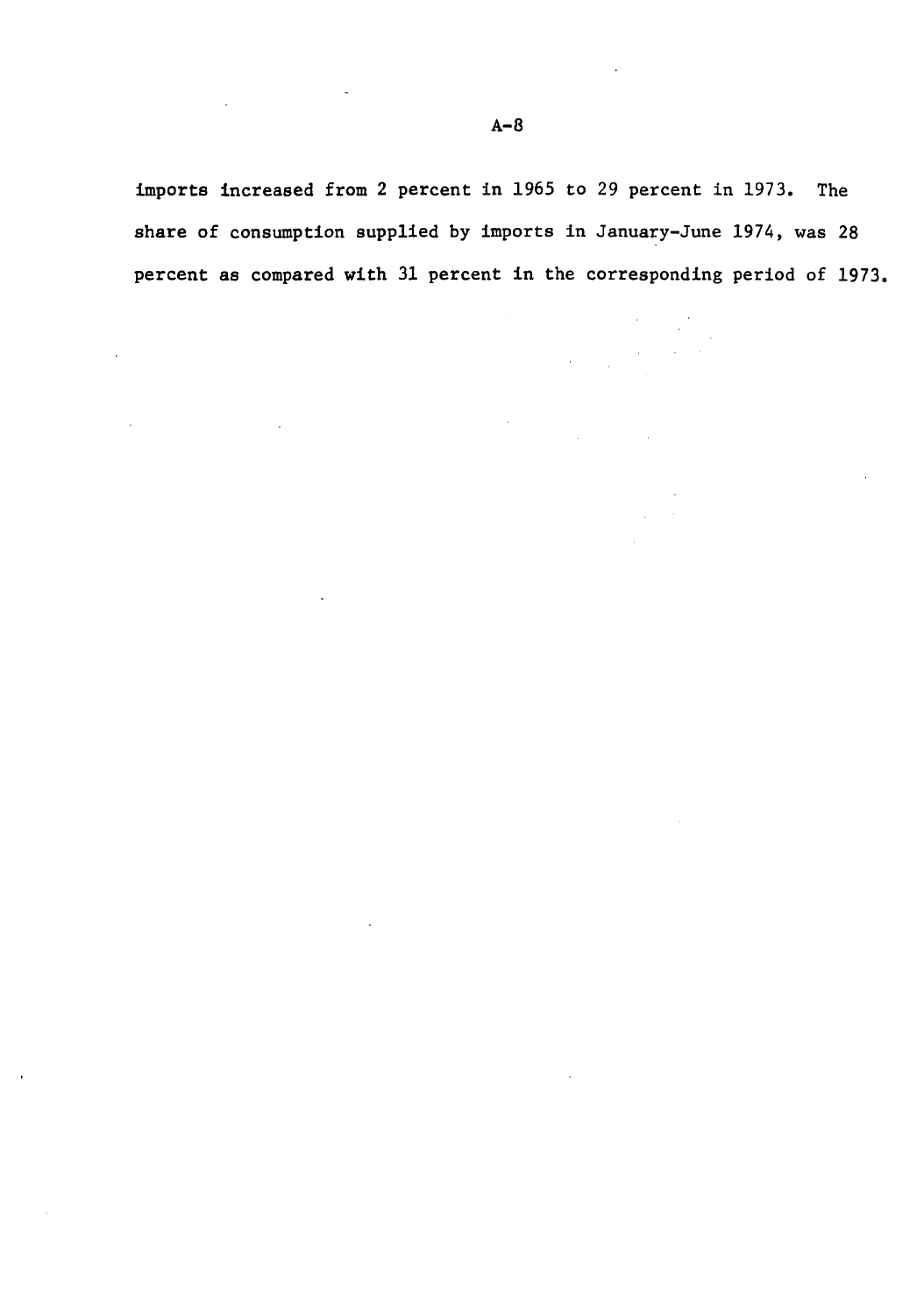imports increased from 2 percent in 1965 to 29 percent in 1973. The share of consumption supplied by imports in January-June 1974, was 28 percent as compared with 31 percent in the corresponding period of 1973.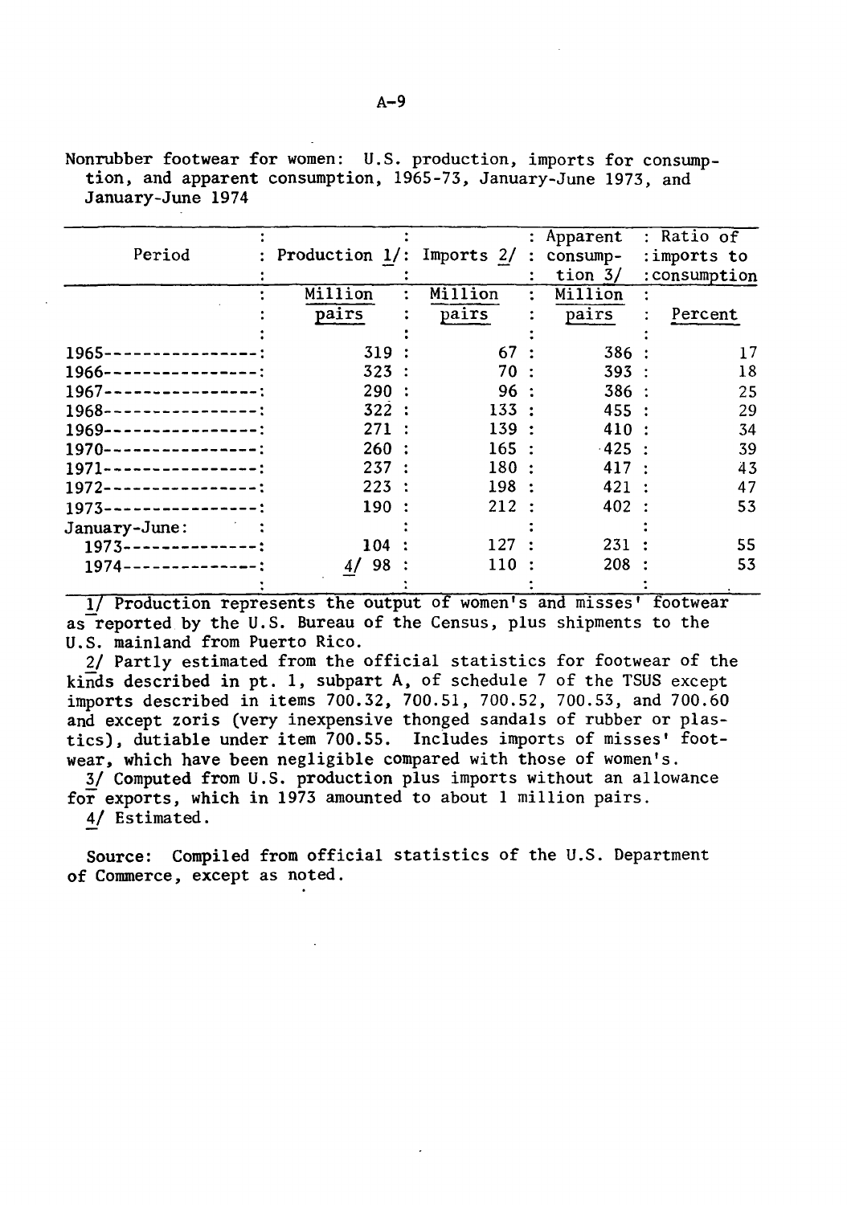Nonrubber footwear for women: U.S. production, imports for consumption, and apparent consumption, 1965-73, January-June 1973, and January-June 1974

| Period | Production 1/ | Imports 2/ | Apparent consumption 3/ | Ratio of imports to consumption |
|---|---|---|---|---|
| | Million pairs | Million pairs | Million pairs | Percent |
| 1965 | 319 | 67 | 386 | 17 |
| 1966 | 323 | 70 | 393 | 18 |
| 1967 | 290 | 96 | 386 | 25 |
| 1968 | 322 | 133 | 455 | 29 |
| 1969 | 271 | 139 | 410 | 34 |
| 1970 | 260 | 165 | 425 | 39 |
| 1971 | 237 | 180 | 417 | 43 |
| 1972 | 223 | 198 | 421 | 47 |
| 1973 | 190 | 212 | 402 | 53 |
| January-June: | | | | |
| 1973 | 104 | 127 | 231 | 55 |
| 1974 | 4/ 98 | 110 | 208 | 53 |

1/ Production represents the output of women's and misses' footwear as reported by the U.S. Bureau of the Census, plus shipments to the U.S. mainland from Puerto Rico.

2/ Partly estimated from the official statistics for footwear of the kinds described in pt. 1, subpart A, of schedule 7 of the TSUS except imports described in items 700.32, 700.51, 700.52, 700.53, and 700.60 and except zoris (very inexpensive thonged sandals of rubber or plastics), dutiable under item 700.55. Includes imports of misses' footwear, which have been negligible compared with those of women's.

3/ Computed from U.S. production plus imports without an allowance for exports, which in 1973 amounted to about 1 million pairs.

4/ Estimated.

Source: Compiled from official statistics of the U.S. Department of Commerce, except as noted.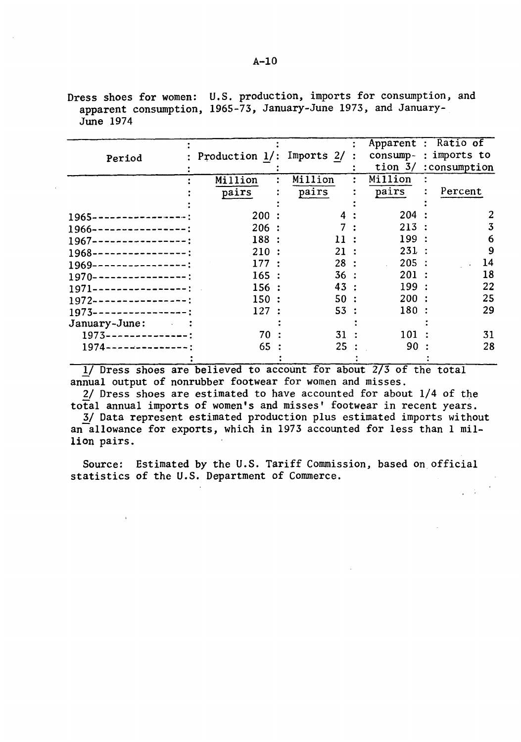Dress shoes for women: U.S. production, imports for consumption, and apparent consumption, 1965-73, January-June 1973, and January-June 1974

| Period | Production 1/ | Imports 2/ | Apparent consumption 3/ | Ratio of imports to consumption |
|---|---|---|---|---|
| | Million pairs | Million pairs | Million pairs | Percent |
| 1965 | 200 | 4 | 204 | 2 |
| 1966 | 206 | 7 | 213 | 3 |
| 1967 | 188 | 11 | 199 | 6 |
| 1968 | 210 | 21 | 231 | 9 |
| 1969 | 177 | 28 | 205 | 14 |
| 1970 | 165 | 36 | 201 | 18 |
| 1971 | 156 | 43 | 199 | 22 |
| 1972 | 150 | 50 | 200 | 25 |
| 1973 | 127 | 53 | 180 | 29 |
| January-June: | | | | |
| 1973 | 70 | 31 | 101 | 31 |
| 1974 | 65 | 25 | 90 | 28 |

1/ Dress shoes are believed to account for about 2/3 of the total annual output of nonrubber footwear for women and misses.

2/ Dress shoes are estimated to have accounted for about 1/4 of the total annual imports of women's and misses' footwear in recent years.

3/ Data represent estimated production plus estimated imports without an allowance for exports, which in 1973 accounted for less than 1 million pairs.

Source: Estimated by the U.S. Tariff Commission, based on official statistics of the U.S. Department of Commerce.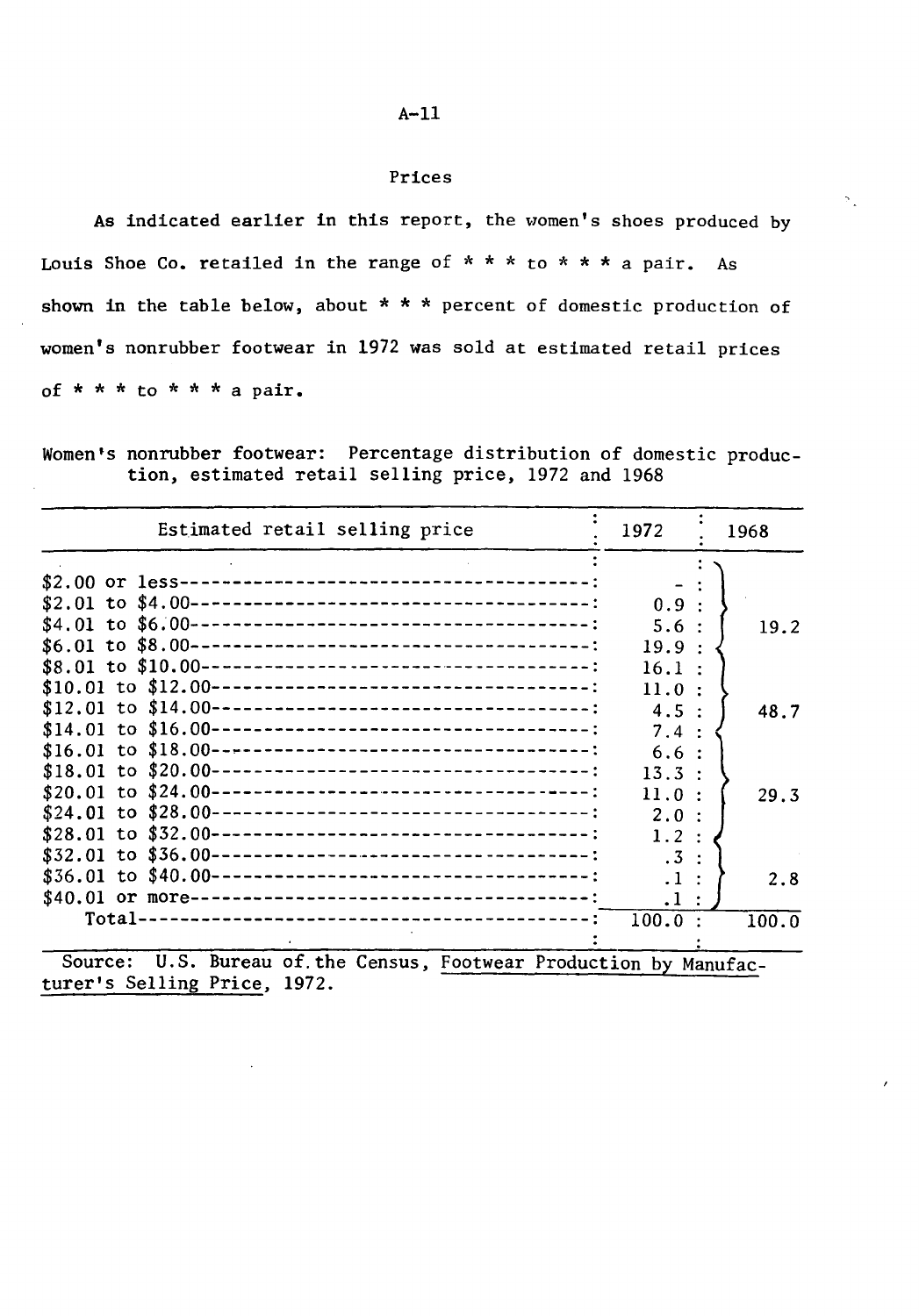## Prices

As indicated earlier in this report, the women's shoes produced by Louis Shoe Co. retailed in the range of * * * to * * * a pair. As shown in the table below, about * * * percent of domestic production of women's nonrubber footwear in 1972 was sold at estimated retail prices of * * * to * * * a pair.

Women's nonrubber footwear: Percentage distribution of domestic production, estimated retail selling price, 1972 and 1968

| Estimated retail selling price | 1972 | 1968 |
|---|---|---|
| $2.00 or less | - | |
| $2.01 to $4.00 | 0.9 | |
| $4.01 to $6.00 | 5.6 | 19.2 |
| $6.01 to $8.00 | 19.9 | |
| $8.01 to $10.00 | 16.1 | |
| $10.01 to $12.00 | 11.0 | |
| $12.01 to $14.00 | 4.5 | 48.7 |
| $14.01 to $16.00 | 7.4 | |
| $16.01 to $18.00 | 6.6 | |
| $18.01 to $20.00 | 13.3 | |
| $20.01 to $24.00 | 11.0 | 29.3 |
| $24.01 to $28.00 | 2.0 | |
| $28.01 to $32.00 | 1.2 | |
| $32.01 to $36.00 | .3 | |
| $36.01 to $40.00 | .1 | 2.8 |
| $40.01 or more | .1 | |
| Total | 100.0 | 100.0 |

Source: U.S. Bureau of the Census, Footwear Production by Manufacturer's Selling Price, 1972.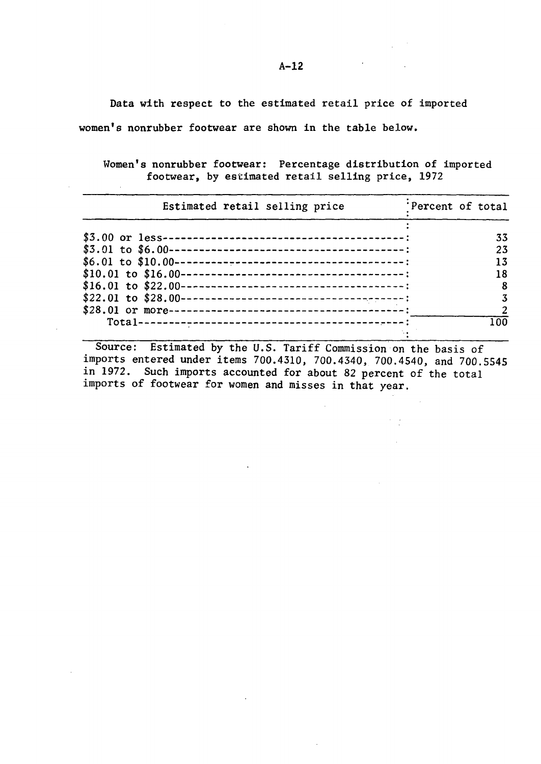Data with respect to the estimated retail price of imported women's nonrubber footwear are shown in the table below.

Women's nonrubber footwear: Percentage distribution of imported footwear, by estimated retail selling price, 1972

| Estimated retail selling price | Percent of total |
|---|---|
| $3.00 or less | 33 |
| $3.01 to $6.00 | 23 |
| $6.01 to $10.00 | 13 |
| $10.01 to $16.00 | 18 |
| $16.01 to $22.00 | 8 |
| $22.01 to $28.00 | 3 |
| $28.01 or more | 2 |
| Total | 100 |

Source: Estimated by the U.S. Tariff Commission on the basis of imports entered under items 700.4310, 700.4340, 700.4540, and 700.5545 in 1972. Such imports accounted for about 82 percent of the total imports of footwear for women and misses in that year.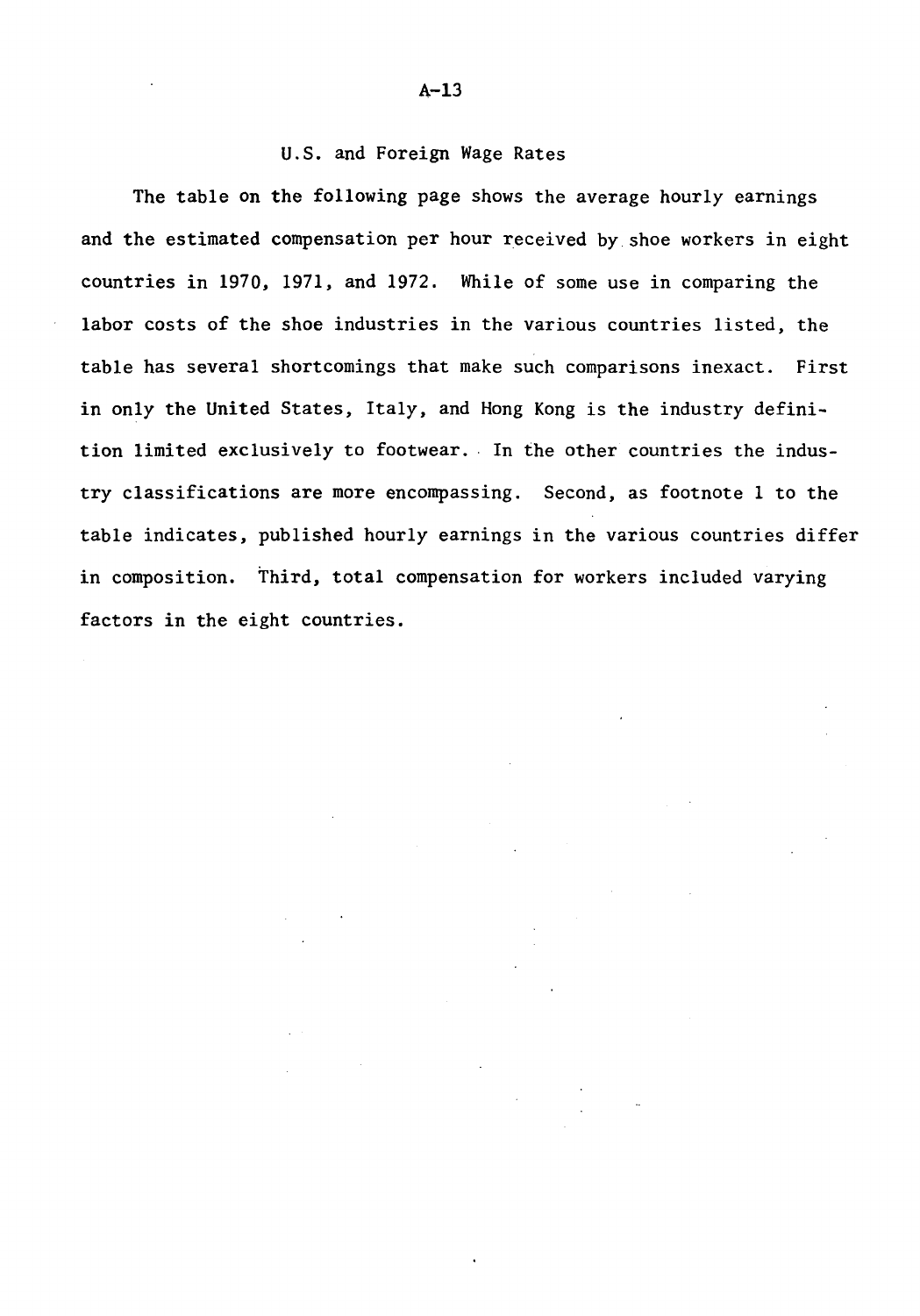## U.S. and Foreign Wage Rates

The table on the following page shows the average hourly earnings and the estimated compensation per hour received by shoe workers in eight countries in 1970, 1971, and 1972. While of some use in comparing the labor costs of the shoe industries in the various countries listed, the table has several shortcomings that make such comparisons inexact. First in only the United States, Italy, and Hong Kong is the industry definition limited exclusively to footwear. In the other countries the industry classifications are more encompassing. Second, as footnote 1 to the table indicates, published hourly earnings in the various countries differ in composition. Third, total compensation for workers included varying factors in the eight countries.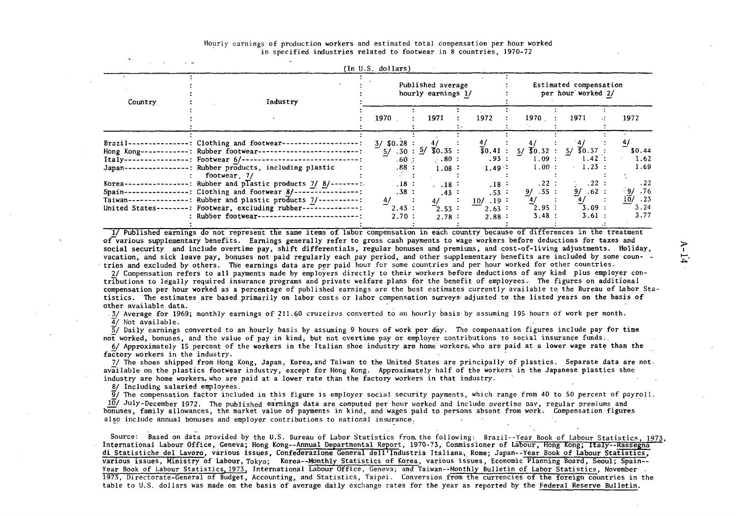Hourly earnings of production workers and estimated total compensation per hour worked in specified industries related to footwear in 8 countries, 1970-72

(In U.S. dollars)

| Country | Industry | Published average hourly earnings 1/ | | | Estimated compensation per hour worked 2/ | | |
|---|---|---|---|---|---|---|---|
| | | 1970 | 1971 | 1972 | 1970 | 1971 | 1972 |
| Brazil | Clothing and footwear | 3/ $0.28 | 4/ | 4/ | 4/ | 4/ | 4/ |
| Hong Kong | Rubber footwear | 5/ .30 | 5/ $0.35 | $0.41 | 5/ $0.32 | 5/ $0.37 | $0.44 |
| Italy | Footwear 6/ | .60 | .80 | .93 | 1.09 | 1.42 | 1.62 |
| Japan | Rubber products, including plastic footwear. 7/ | .88 | 1.08 | 1.49 | 1.00 | 1.23 | 1.69 |
| Korea | Rubber and plastic products 7/ 8/ | .18 | .18 | .18 | .22 | .22 | .22 |
| Spain | Clothing and footwear 8/ | .38 | .43 | .53 | 9/ .55 | 9/ .62 | 9/ .76 |
| Taiwan | Rubber and plastic products 7/ | 4/ | 4/ | 10/ .19 | 4/ | 4/ | 10/ .23 |
| United States | Footwear, excluding rubber | 2.43 | 2.53 | 2.63 | 2.95 | 3.09 | 3.24 |
| | Rubber footwear | 2.70 | 2.78 | 2.88 | 3.48 | 3.61 | 3.77 |

1/ Published earnings do not represent the same items of labor compensation in each country because of differences in the treatment of various supplementary benefits. Earnings generally refer to gross cash payments to wage workers before deductions for taxes and social security and include overtime pay, shift differentials, regular bonuses and premiums, and cost-of-living adjustments. Holiday, vacation, and sick leave pay, bonuses not paid regularly each pay period, and other supplementary benefits are included by some countries and excluded by others. The earnings data are per paid hour for some countries and per hour worked for other countries.

2/ Compensation refers to all payments made by employers directly to their workers before deductions of any kind plus employer contributions to legally required insurance programs and private welfare plans for the benefit of employees. The figures on additional compensation per hour worked as a percentage of published earnings are the best estimates currently available to the Bureau of Labor Statistics. The estimates are based primarily on labor costs or labor compensation surveys adjusted to the listed years on the basis of other available data.

3/ Average for 1969; monthly earnings of 211.60 cruzeiros converted to an hourly basis by assuming 195 hours of work per month.

4/ Not available.

5/ Daily earnings converted to an hourly basis by assuming 9 hours of work per day. The compensation figures include pay for time not worked, bonuses, and the value of pay in kind, but not overtime pay or employer contributions to social insurance funds.

6/ Approximately 15 percent of the workers in the Italian shoe industry are home workers, who are paid at a lower wage rate than the factory workers in the industry.

7/ The shoes shipped from Hong Kong, Japan, Korea, and Taiwan to the United States are principally of plastics. Separate data are not available on the plastics footwear industry, except for Hong Kong. Approximately half of the workers in the Japanese plastics shoe industry are home workers, who are paid at a lower rate than the factory workers in that industry.

8/ Including salaried employees.

9/ The compensation factor included in this figure is employer social security payments, which range from 40 to 50 percent of payroll.

10/ July-December 1972. The published earnings data are computed per hour worked and include overtime pay, regular premiums and bonuses, family allowances, the market value of payments in kind, and wages paid to persons absent from work. Compensation figures also include annual bonuses and employer contributions to national insurance.

Source: Based on data provided by the U.S. Bureau of Labor Statistics from the following: Brazil--Year Book of Labour Statistics, 1973, International Labour Office, Geneva; Hong Kong--Annual Departmental Report, 1970-73, Commissioner of Labour, Hong Kong; Italy--Rassegna di Statistiche del Lavoro, various issues, Confederazione General dell'Industria Italiana, Rome; Japan--Year Book of Labour Statistics, various issues, Ministry of Labour, Tokyo; Korea--Monthly Statistics of Korea, various issues, Economic Planning Board, Seoul; Spain--Year Book of Labour Statistics, 1973, International Labour Office, Geneva; and Taiwan--Monthly Bulletin of Labor Statistics, November 1973, Directorate-General of Budget, Accounting, and Statistics, Taipei. Conversion from the currencies of the foreign countries in the table to U.S. dollars was made on the basis of average daily exchange rates for the year as reported by the Federal Reserve Bulletin.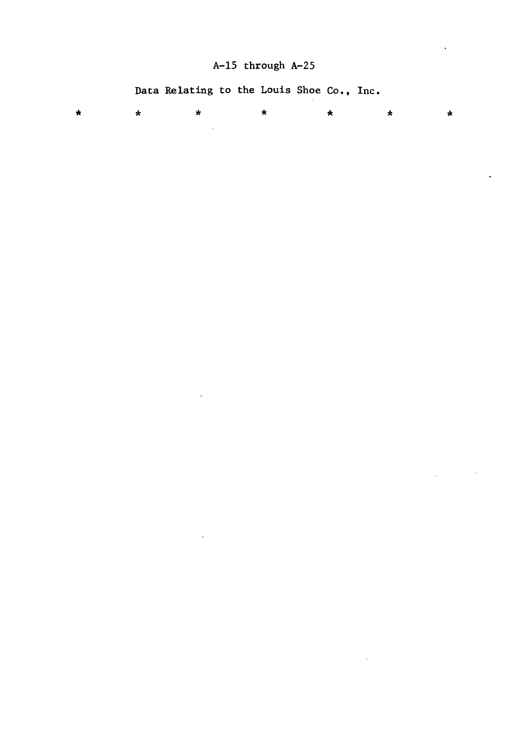A-15 through A-25

Data Relating to the Louis Shoe Co., Inc.

\*　　\*　　\*　　\*　　\*　　\*　　\*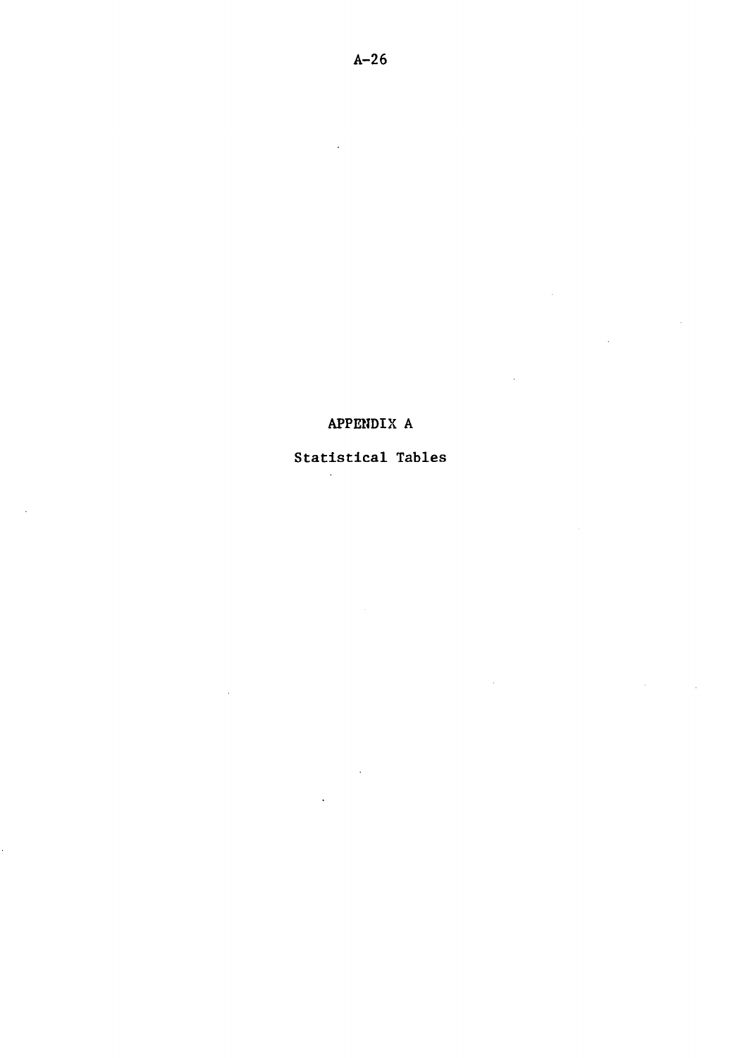# APPENDIX A

## Statistical Tables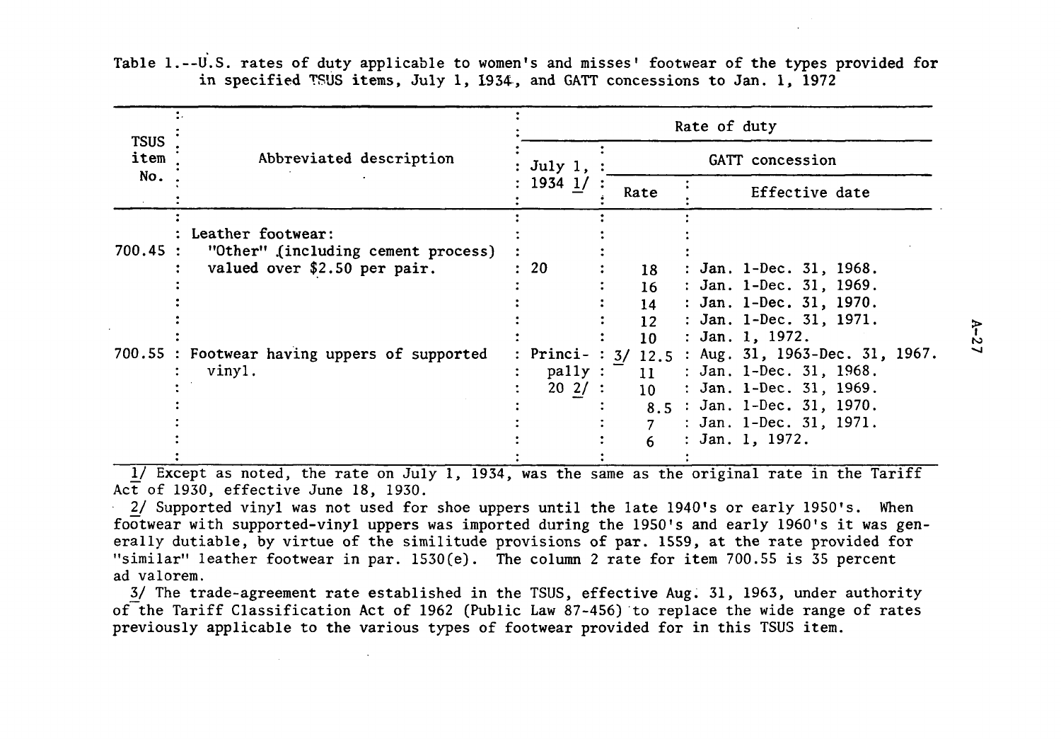Table 1.--U.S. rates of duty applicable to women's and misses' footwear of the types provided for in specified TSUS items, July 1, 1934, and GATT concessions to Jan. 1, 1972

| TSUS item No. | Abbreviated description | Rate of duty | | |
|---|---|---|---|---|
| | | July 1, 1934 1/ | GATT concession | |
| | | | Rate | Effective date |
| | Leather footwear: | | | |
| 700.45 | "Other" (including cement process) valued over $2.50 per pair. | 20 | 18 | Jan. 1-Dec. 31, 1968. |
| | | | 16 | Jan. 1-Dec. 31, 1969. |
| | | | 14 | Jan. 1-Dec. 31, 1970. |
| | | | 12 | Jan. 1-Dec. 31, 1971. |
| | | | 10 | Jan. 1, 1972. |
| 700.55 | Footwear having uppers of supported vinyl. | Principally 20 2/ | 3/ 12.5 | Aug. 31, 1963-Dec. 31, 1967. |
| | | | 11 | Jan. 1-Dec. 31, 1968. |
| | | | 10 | Jan. 1-Dec. 31, 1969. |
| | | | 8.5 | Jan. 1-Dec. 31, 1970. |
| | | | 7 | Jan. 1-Dec. 31, 1971. |
| | | | 6 | Jan. 1, 1972. |

1/ Except as noted, the rate on July 1, 1934, was the same as the original rate in the Tariff Act of 1930, effective June 18, 1930.

2/ Supported vinyl was not used for shoe uppers until the late 1940's or early 1950's. When footwear with supported-vinyl uppers was imported during the 1950's and early 1960's it was generally dutiable, by virtue of the similitude provisions of par. 1559, at the rate provided for "similar" leather footwear in par. 1530(e). The column 2 rate for item 700.55 is 35 percent ad valorem.

3/ The trade-agreement rate established in the TSUS, effective Aug. 31, 1963, under authority of the Tariff Classification Act of 1962 (Public Law 87-456) to replace the wide range of rates previously applicable to the various types of footwear provided for in this TSUS item.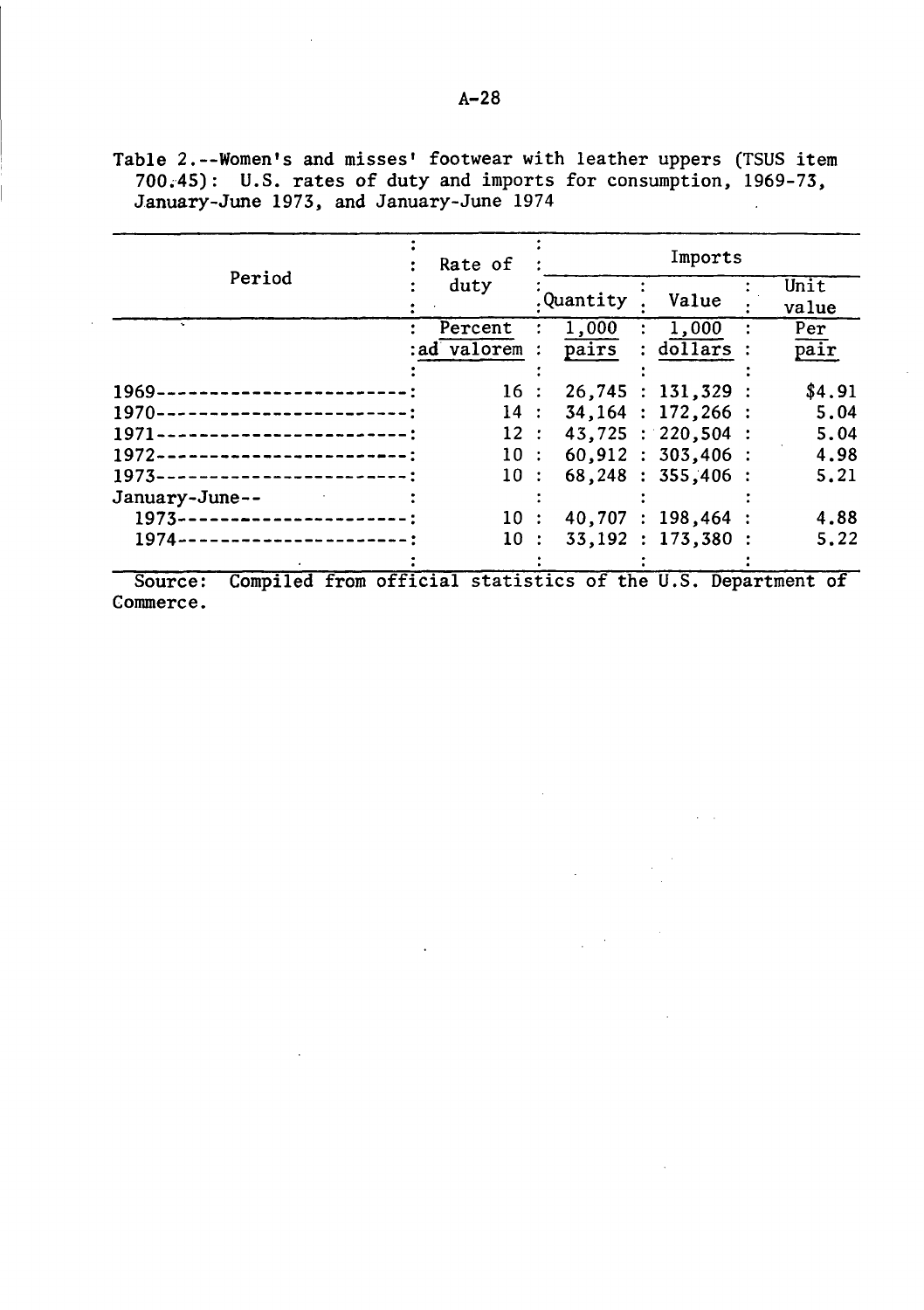Table 2.--Women's and misses' footwear with leather uppers (TSUS item 700.45): U.S. rates of duty and imports for consumption, 1969-73, January-June 1973, and January-June 1974

| Period | Rate of duty | Imports | | |
|---|---|---|---|---|
| | | Quantity | Value | Unit value |
| | Percent ad valorem | 1,000 pairs | 1,000 dollars | Per pair |
| 1969 | 16 | 26,745 | 131,329 | $4.91 |
| 1970 | 14 | 34,164 | 172,266 | 5.04 |
| 1971 | 12 | 43,725 | 220,504 | 5.04 |
| 1972 | 10 | 60,912 | 303,406 | 4.98 |
| 1973 | 10 | 68,248 | 355,406 | 5.21 |
| January-June-- | | | | |
| 1973 | 10 | 40,707 | 198,464 | 4.88 |
| 1974 | 10 | 33,192 | 173,380 | 5.22 |

Source: Compiled from official statistics of the U.S. Department of Commerce.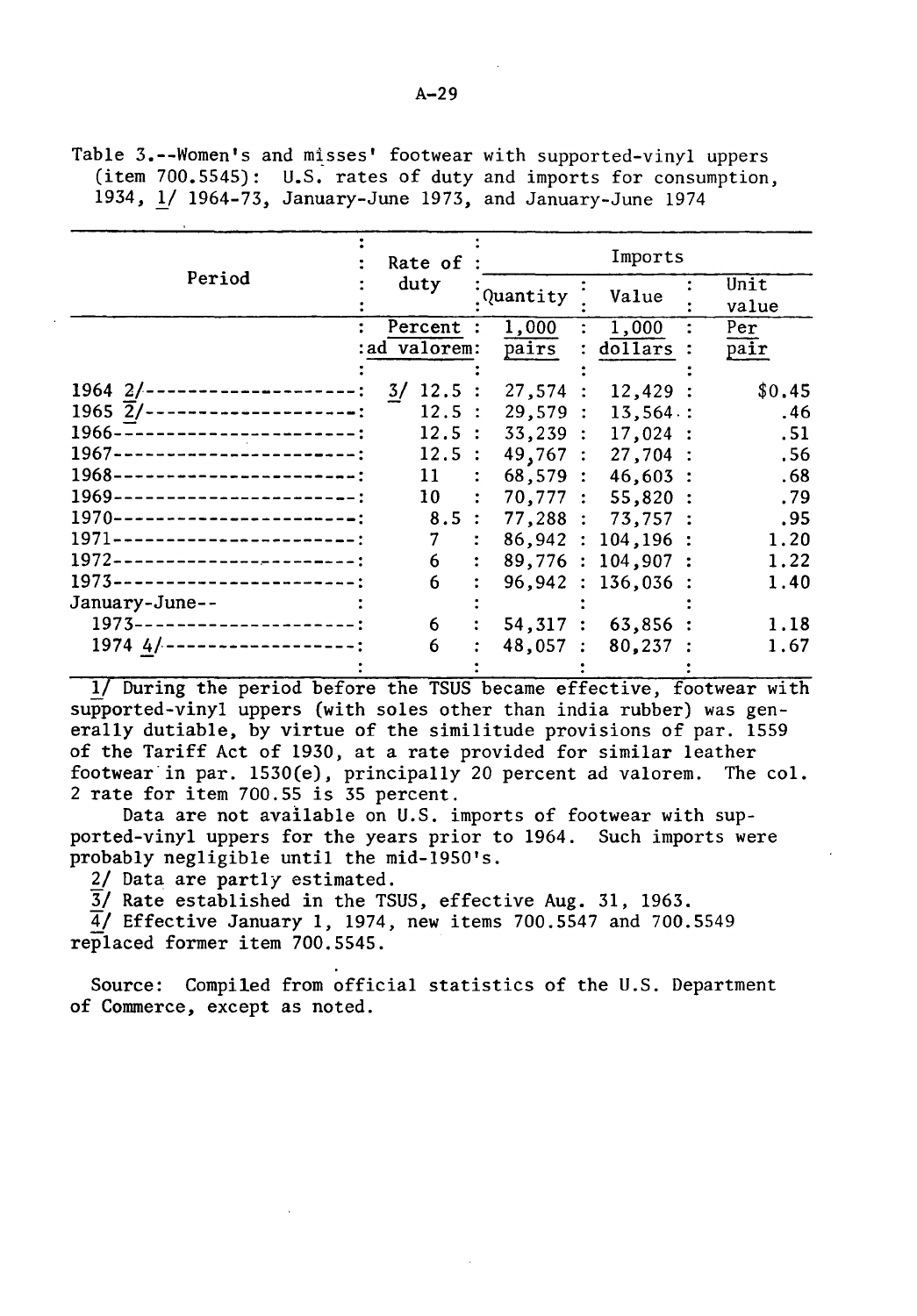Table 3.--Women's and misses' footwear with supported-vinyl uppers (item 700.5545): U.S. rates of duty and imports for consumption, 1934, 1/ 1964-73, January-June 1973, and January-June 1974

| Period | Rate of duty | Imports | | |
|---|---|---|---|---|
| | | Quantity | Value | Unit value |
| | Percent ad valorem | 1,000 pairs | 1,000 dollars | Per pair |
| 1964 2/ | 3/ 12.5 | 27,574 | 12,429 | $0.45 |
| 1965 2/ | 12.5 | 29,579 | 13,564 | .46 |
| 1966 | 12.5 | 33,239 | 17,024 | .51 |
| 1967 | 12.5 | 49,767 | 27,704 | .56 |
| 1968 | 11 | 68,579 | 46,603 | .68 |
| 1969 | 10 | 70,777 | 55,820 | .79 |
| 1970 | 8.5 | 77,288 | 73,757 | .95 |
| 1971 | 7 | 86,942 | 104,196 | 1.20 |
| 1972 | 6 | 89,776 | 104,907 | 1.22 |
| 1973 | 6 | 96,942 | 136,036 | 1.40 |
| January-June-- | | | | |
| 1973 | 6 | 54,317 | 63,856 | 1.18 |
| 1974 4/ | 6 | 48,057 | 80,237 | 1.67 |

1/ During the period before the TSUS became effective, footwear with supported-vinyl uppers (with soles other than india rubber) was generally dutiable, by virtue of the similitude provisions of par. 1559 of the Tariff Act of 1930, at a rate provided for similar leather footwear in par. 1530(e), principally 20 percent ad valorem. The col. 2 rate for item 700.55 is 35 percent.

Data are not available on U.S. imports of footwear with supported-vinyl uppers for the years prior to 1964. Such imports were probably negligible until the mid-1950's.

2/ Data are partly estimated.

3/ Rate established in the TSUS, effective Aug. 31, 1963.

4/ Effective January 1, 1974, new items 700.5547 and 700.5549 replaced former item 700.5545.

Source: Compiled from official statistics of the U.S. Department of Commerce, except as noted.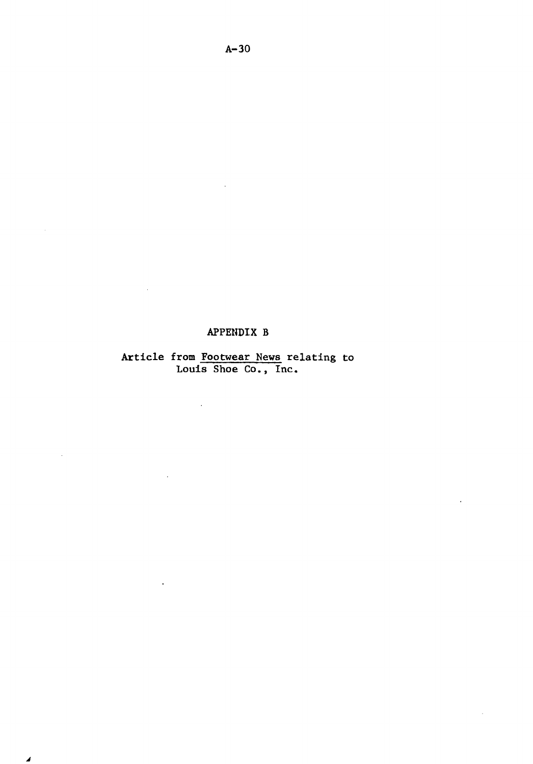# APPENDIX B

Article from Footwear News relating to Louis Shoe Co., Inc.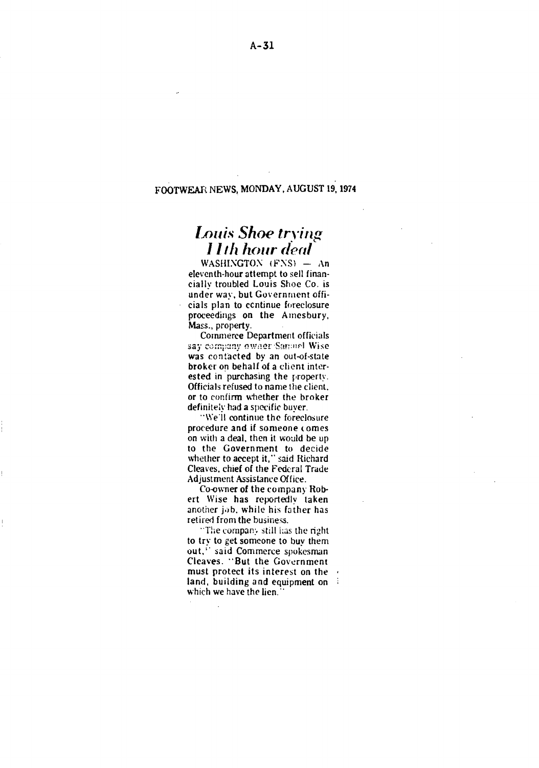FOOTWEAR NEWS, MONDAY, AUGUST 19, 1974

# *Louis Shoe trying 11th hour deal*

WASHINGTON (FNS) — An eleventh-hour attempt to sell financially troubled Louis Shoe Co. is under way, but Government officials plan to continue foreclosure proceedings on the Amesbury, Mass., property.

Commerce Department officials say company owner Samuel Wise was contacted by an out-of-state broker on behalf of a client interested in purchasing the property. Officials refused to name the client, or to confirm whether the broker definitely had a specific buyer.

"We'll continue the foreclosure procedure and if someone comes on with a deal, then it would be up to the Government to decide whether to accept it," said Richard Cleaves, chief of the Federal Trade Adjustment Assistance Office.

Co-owner of the company Robert Wise has reportedly taken another job, while his father has retired from the business.

"The company still has the right to try to get someone to buy them out," said Commerce spokesman Cleaves. "But the Government must protect its interest on the land, building and equipment on which we have the lien."